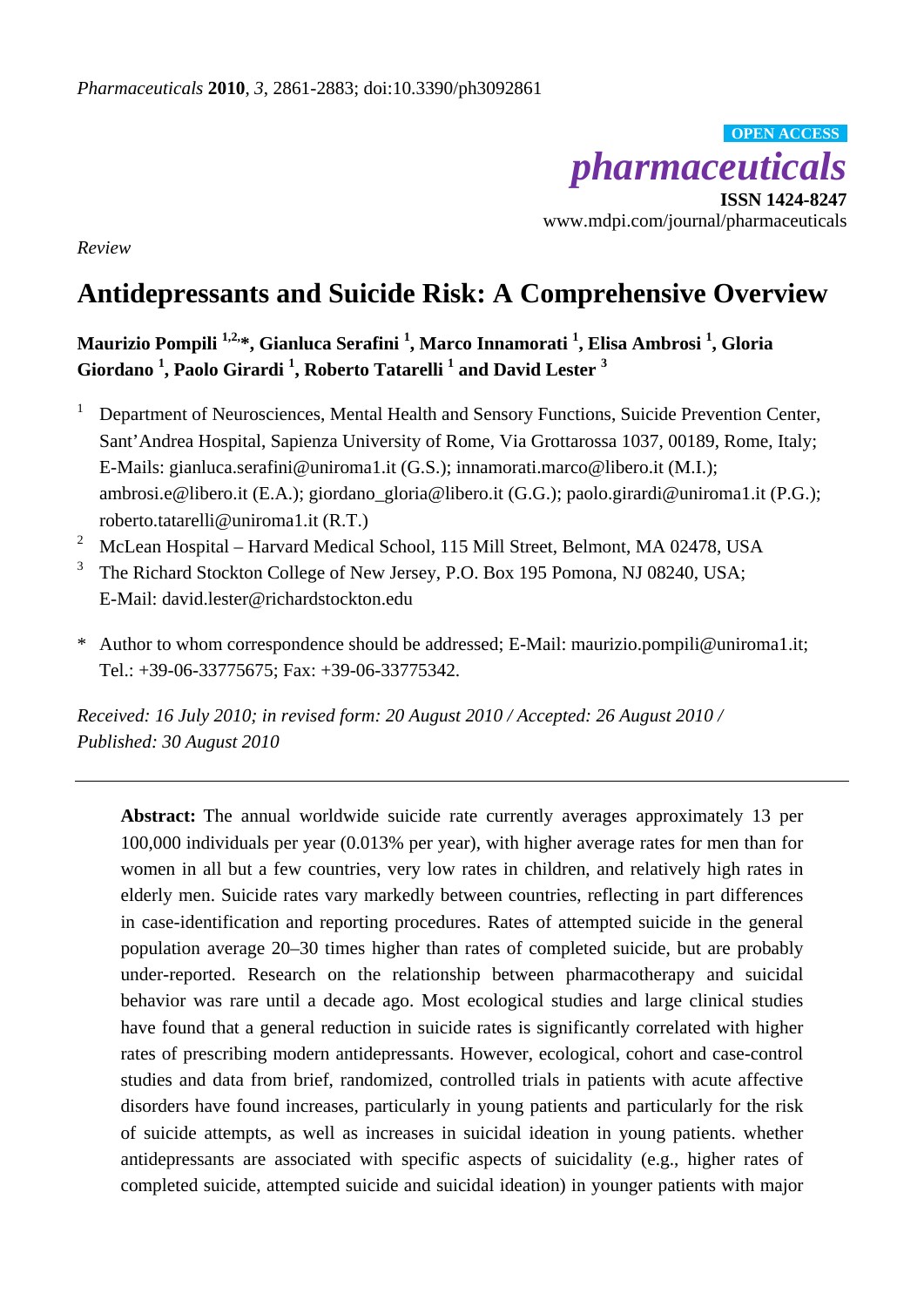*Review*

# Antidepressants and Suicide Risk: A Comprehensive Overview

**Maurizio Pompili [1,2,*], Gianluca Serafini [1], Marco Innamorati [1], Elisa Ambrosi [1], Gloria Giordano [1], Paolo Girardi [1], Roberto Tatarelli [1] and David Lester [3]**

[1] Department of Neurosciences, Mental Health and Sensory Functions, Suicide Prevention Center, Sant'Andrea Hospital, Sapienza University of Rome, Via Grottarossa 1037, 00189, Rome, Italy; E-Mails: gianluca.serafini@uniroma1.it (G.S.); innamorati.marco@libero.it (M.I.); ambrosi.e@libero.it (E.A.); giordano_gloria@libero.it (G.G.); paolo.girardi@uniroma1.it (P.G.); roberto.tatarelli@uniroma1.it (R.T.)

[2] McLean Hospital – Harvard Medical School, 115 Mill Street, Belmont, MA 02478, USA

[3] The Richard Stockton College of New Jersey, P.O. Box 195 Pomona, NJ 08240, USA; E-Mail: david.lester@richardstockton.edu

\* Author to whom correspondence should be addressed; E-Mail: maurizio.pompili@uniroma1.it; Tel.: +39-06-33775675; Fax: +39-06-33775342.

*Received: 16 July 2010; in revised form: 20 August 2010 / Accepted: 26 August 2010 / Published: 30 August 2010*

---

**Abstract:** The annual worldwide suicide rate currently averages approximately 13 per 100,000 individuals per year (0.013% per year), with higher average rates for men than for women in all but a few countries, very low rates in children, and relatively high rates in elderly men. Suicide rates vary markedly between countries, reflecting in part differences in case-identification and reporting procedures. Rates of attempted suicide in the general population average 20–30 times higher than rates of completed suicide, but are probably under-reported. Research on the relationship between pharmacotherapy and suicidal behavior was rare until a decade ago. Most ecological studies and large clinical studies have found that a general reduction in suicide rates is significantly correlated with higher rates of prescribing modern antidepressants. However, ecological, cohort and case-control studies and data from brief, randomized, controlled trials in patients with acute affective disorders have found increases, particularly in young patients and particularly for the risk of suicide attempts, as well as increases in suicidal ideation in young patients. whether antidepressants are associated with specific aspects of suicidality (e.g., higher rates of completed suicide, attempted suicide and suicidal ideation) in younger patients with major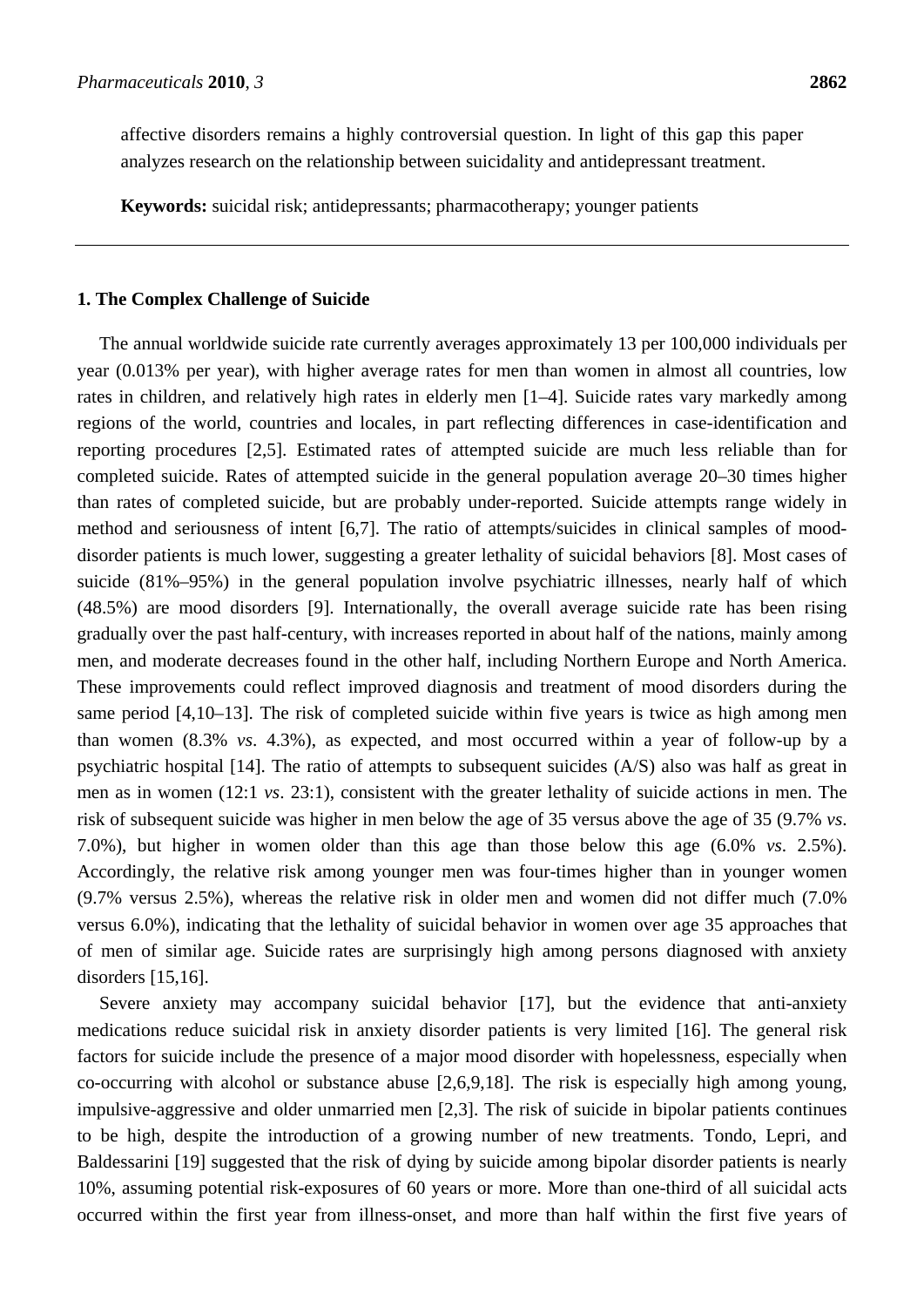affective disorders remains a highly controversial question. In light of this gap this paper analyzes research on the relationship between suicidality and antidepressant treatment.

**Keywords:** suicidal risk; antidepressants; pharmacotherapy; younger patients

---

## 1. The Complex Challenge of Suicide

The annual worldwide suicide rate currently averages approximately 13 per 100,000 individuals per year (0.013% per year), with higher average rates for men than women in almost all countries, low rates in children, and relatively high rates in elderly men [1–4]. Suicide rates vary markedly among regions of the world, countries and locales, in part reflecting differences in case-identification and reporting procedures [2,5]. Estimated rates of attempted suicide are much less reliable than for completed suicide. Rates of attempted suicide in the general population average 20–30 times higher than rates of completed suicide, but are probably under-reported. Suicide attempts range widely in method and seriousness of intent [6,7]. The ratio of attempts/suicides in clinical samples of mood-disorder patients is much lower, suggesting a greater lethality of suicidal behaviors [8]. Most cases of suicide (81%–95%) in the general population involve psychiatric illnesses, nearly half of which (48.5%) are mood disorders [9]. Internationally, the overall average suicide rate has been rising gradually over the past half-century, with increases reported in about half of the nations, mainly among men, and moderate decreases found in the other half, including Northern Europe and North America. These improvements could reflect improved diagnosis and treatment of mood disorders during the same period [4,10–13]. The risk of completed suicide within five years is twice as high among men than women (8.3% *vs*. 4.3%), as expected, and most occurred within a year of follow-up by a psychiatric hospital [14]. The ratio of attempts to subsequent suicides (A/S) also was half as great in men as in women (12:1 *vs*. 23:1), consistent with the greater lethality of suicide actions in men. The risk of subsequent suicide was higher in men below the age of 35 versus above the age of 35 (9.7% *vs*. 7.0%), but higher in women older than this age than those below this age (6.0% *vs*. 2.5%). Accordingly, the relative risk among younger men was four-times higher than in younger women (9.7% versus 2.5%), whereas the relative risk in older men and women did not differ much (7.0% versus 6.0%), indicating that the lethality of suicidal behavior in women over age 35 approaches that of men of similar age. Suicide rates are surprisingly high among persons diagnosed with anxiety disorders [15,16].

Severe anxiety may accompany suicidal behavior [17], but the evidence that anti-anxiety medications reduce suicidal risk in anxiety disorder patients is very limited [16]. The general risk factors for suicide include the presence of a major mood disorder with hopelessness, especially when co-occurring with alcohol or substance abuse [2,6,9,18]. The risk is especially high among young, impulsive-aggressive and older unmarried men [2,3]. The risk of suicide in bipolar patients continues to be high, despite the introduction of a growing number of new treatments. Tondo, Lepri, and Baldessarini [19] suggested that the risk of dying by suicide among bipolar disorder patients is nearly 10%, assuming potential risk-exposures of 60 years or more. More than one-third of all suicidal acts occurred within the first year from illness-onset, and more than half within the first five years of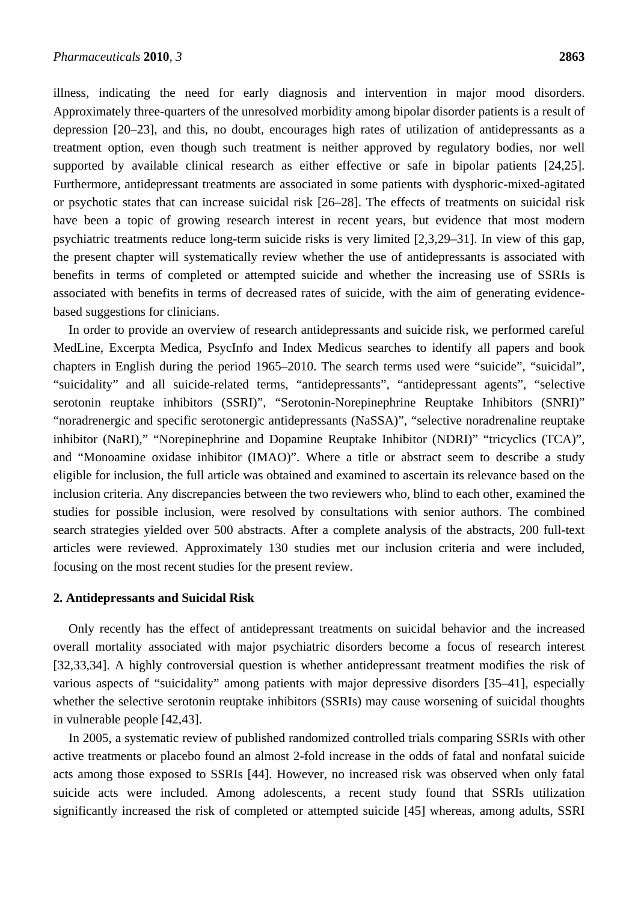illness, indicating the need for early diagnosis and intervention in major mood disorders. Approximately three-quarters of the unresolved morbidity among bipolar disorder patients is a result of depression [20–23], and this, no doubt, encourages high rates of utilization of antidepressants as a treatment option, even though such treatment is neither approved by regulatory bodies, nor well supported by available clinical research as either effective or safe in bipolar patients [24,25]. Furthermore, antidepressant treatments are associated in some patients with dysphoric-mixed-agitated or psychotic states that can increase suicidal risk [26–28]. The effects of treatments on suicidal risk have been a topic of growing research interest in recent years, but evidence that most modern psychiatric treatments reduce long-term suicide risks is very limited [2,3,29–31]. In view of this gap, the present chapter will systematically review whether the use of antidepressants is associated with benefits in terms of completed or attempted suicide and whether the increasing use of SSRIs is associated with benefits in terms of decreased rates of suicide, with the aim of generating evidence-based suggestions for clinicians.

In order to provide an overview of research antidepressants and suicide risk, we performed careful MedLine, Excerpta Medica, PsycInfo and Index Medicus searches to identify all papers and book chapters in English during the period 1965–2010. The search terms used were "suicide", "suicidal", "suicidality" and all suicide-related terms, "antidepressants", "antidepressant agents", "selective serotonin reuptake inhibitors (SSRI)", "Serotonin-Norepinephrine Reuptake Inhibitors (SNRI)" "noradrenergic and specific serotonergic antidepressants (NaSSA)", "selective noradrenaline reuptake inhibitor (NaRI)," "Norepinephrine and Dopamine Reuptake Inhibitor (NDRI)" "tricyclics (TCA)", and "Monoamine oxidase inhibitor (IMAO)". Where a title or abstract seem to describe a study eligible for inclusion, the full article was obtained and examined to ascertain its relevance based on the inclusion criteria. Any discrepancies between the two reviewers who, blind to each other, examined the studies for possible inclusion, were resolved by consultations with senior authors. The combined search strategies yielded over 500 abstracts. After a complete analysis of the abstracts, 200 full-text articles were reviewed. Approximately 130 studies met our inclusion criteria and were included, focusing on the most recent studies for the present review.

## 2. Antidepressants and Suicidal Risk

Only recently has the effect of antidepressant treatments on suicidal behavior and the increased overall mortality associated with major psychiatric disorders become a focus of research interest [32,33,34]. A highly controversial question is whether antidepressant treatment modifies the risk of various aspects of "suicidality" among patients with major depressive disorders [35–41], especially whether the selective serotonin reuptake inhibitors (SSRIs) may cause worsening of suicidal thoughts in vulnerable people [42,43].

In 2005, a systematic review of published randomized controlled trials comparing SSRIs with other active treatments or placebo found an almost 2-fold increase in the odds of fatal and nonfatal suicide acts among those exposed to SSRIs [44]. However, no increased risk was observed when only fatal suicide acts were included. Among adolescents, a recent study found that SSRIs utilization significantly increased the risk of completed or attempted suicide [45] whereas, among adults, SSRI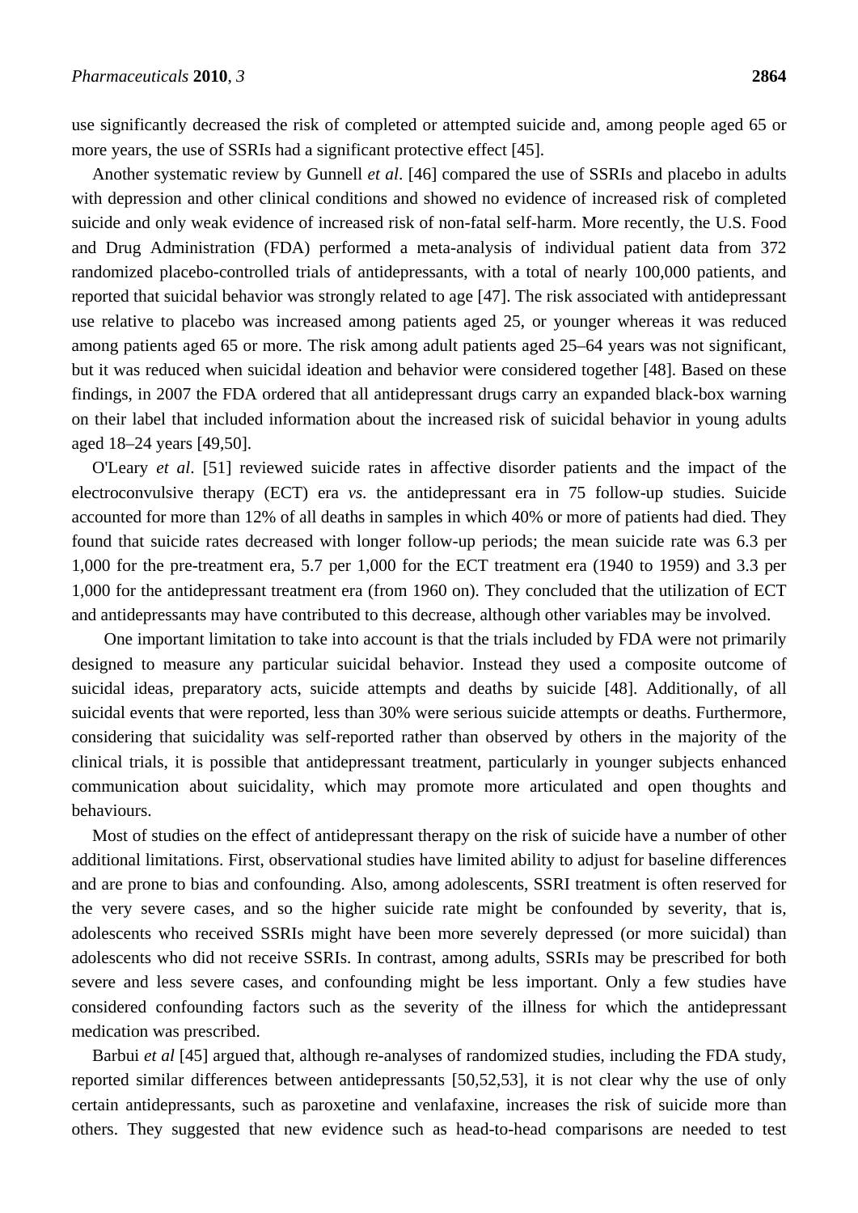use significantly decreased the risk of completed or attempted suicide and, among people aged 65 or more years, the use of SSRIs had a significant protective effect [45].

Another systematic review by Gunnell *et al*. [46] compared the use of SSRIs and placebo in adults with depression and other clinical conditions and showed no evidence of increased risk of completed suicide and only weak evidence of increased risk of non-fatal self-harm. More recently, the U.S. Food and Drug Administration (FDA) performed a meta-analysis of individual patient data from 372 randomized placebo-controlled trials of antidepressants, with a total of nearly 100,000 patients, and reported that suicidal behavior was strongly related to age [47]. The risk associated with antidepressant use relative to placebo was increased among patients aged 25, or younger whereas it was reduced among patients aged 65 or more. The risk among adult patients aged 25–64 years was not significant, but it was reduced when suicidal ideation and behavior were considered together [48]. Based on these findings, in 2007 the FDA ordered that all antidepressant drugs carry an expanded black-box warning on their label that included information about the increased risk of suicidal behavior in young adults aged 18–24 years [49,50].

O'Leary *et al*. [51] reviewed suicide rates in affective disorder patients and the impact of the electroconvulsive therapy (ECT) era *vs.* the antidepressant era in 75 follow-up studies. Suicide accounted for more than 12% of all deaths in samples in which 40% or more of patients had died. They found that suicide rates decreased with longer follow-up periods; the mean suicide rate was 6.3 per 1,000 for the pre-treatment era, 5.7 per 1,000 for the ECT treatment era (1940 to 1959) and 3.3 per 1,000 for the antidepressant treatment era (from 1960 on). They concluded that the utilization of ECT and antidepressants may have contributed to this decrease, although other variables may be involved.

One important limitation to take into account is that the trials included by FDA were not primarily designed to measure any particular suicidal behavior. Instead they used a composite outcome of suicidal ideas, preparatory acts, suicide attempts and deaths by suicide [48]. Additionally, of all suicidal events that were reported, less than 30% were serious suicide attempts or deaths. Furthermore, considering that suicidality was self-reported rather than observed by others in the majority of the clinical trials, it is possible that antidepressant treatment, particularly in younger subjects enhanced communication about suicidality, which may promote more articulated and open thoughts and behaviours.

Most of studies on the effect of antidepressant therapy on the risk of suicide have a number of other additional limitations. First, observational studies have limited ability to adjust for baseline differences and are prone to bias and confounding. Also, among adolescents, SSRI treatment is often reserved for the very severe cases, and so the higher suicide rate might be confounded by severity, that is, adolescents who received SSRIs might have been more severely depressed (or more suicidal) than adolescents who did not receive SSRIs. In contrast, among adults, SSRIs may be prescribed for both severe and less severe cases, and confounding might be less important. Only a few studies have considered confounding factors such as the severity of the illness for which the antidepressant medication was prescribed.

Barbui *et al* [45] argued that, although re-analyses of randomized studies, including the FDA study, reported similar differences between antidepressants [50,52,53], it is not clear why the use of only certain antidepressants, such as paroxetine and venlafaxine, increases the risk of suicide more than others. They suggested that new evidence such as head-to-head comparisons are needed to test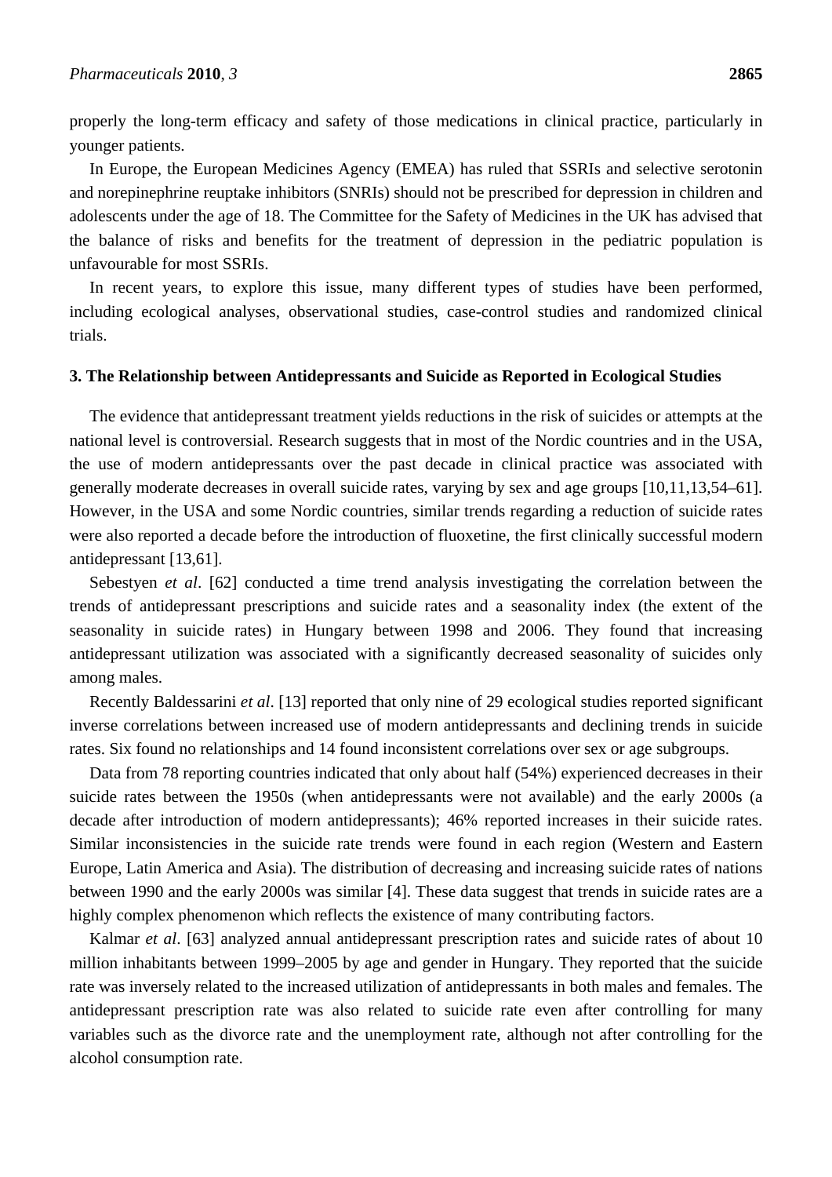properly the long-term efficacy and safety of those medications in clinical practice, particularly in younger patients.

In Europe, the European Medicines Agency (EMEA) has ruled that SSRIs and selective serotonin and norepinephrine reuptake inhibitors (SNRIs) should not be prescribed for depression in children and adolescents under the age of 18. The Committee for the Safety of Medicines in the UK has advised that the balance of risks and benefits for the treatment of depression in the pediatric population is unfavourable for most SSRIs.

In recent years, to explore this issue, many different types of studies have been performed, including ecological analyses, observational studies, case-control studies and randomized clinical trials.

## 3. The Relationship between Antidepressants and Suicide as Reported in Ecological Studies

The evidence that antidepressant treatment yields reductions in the risk of suicides or attempts at the national level is controversial. Research suggests that in most of the Nordic countries and in the USA, the use of modern antidepressants over the past decade in clinical practice was associated with generally moderate decreases in overall suicide rates, varying by sex and age groups [10,11,13,54–61]. However, in the USA and some Nordic countries, similar trends regarding a reduction of suicide rates were also reported a decade before the introduction of fluoxetine, the first clinically successful modern antidepressant [13,61].

Sebestyen *et al*. [62] conducted a time trend analysis investigating the correlation between the trends of antidepressant prescriptions and suicide rates and a seasonality index (the extent of the seasonality in suicide rates) in Hungary between 1998 and 2006. They found that increasing antidepressant utilization was associated with a significantly decreased seasonality of suicides only among males.

Recently Baldessarini *et al*. [13] reported that only nine of 29 ecological studies reported significant inverse correlations between increased use of modern antidepressants and declining trends in suicide rates. Six found no relationships and 14 found inconsistent correlations over sex or age subgroups.

Data from 78 reporting countries indicated that only about half (54%) experienced decreases in their suicide rates between the 1950s (when antidepressants were not available) and the early 2000s (a decade after introduction of modern antidepressants); 46% reported increases in their suicide rates. Similar inconsistencies in the suicide rate trends were found in each region (Western and Eastern Europe, Latin America and Asia). The distribution of decreasing and increasing suicide rates of nations between 1990 and the early 2000s was similar [4]. These data suggest that trends in suicide rates are a highly complex phenomenon which reflects the existence of many contributing factors.

Kalmar *et al*. [63] analyzed annual antidepressant prescription rates and suicide rates of about 10 million inhabitants between 1999–2005 by age and gender in Hungary. They reported that the suicide rate was inversely related to the increased utilization of antidepressants in both males and females. The antidepressant prescription rate was also related to suicide rate even after controlling for many variables such as the divorce rate and the unemployment rate, although not after controlling for the alcohol consumption rate.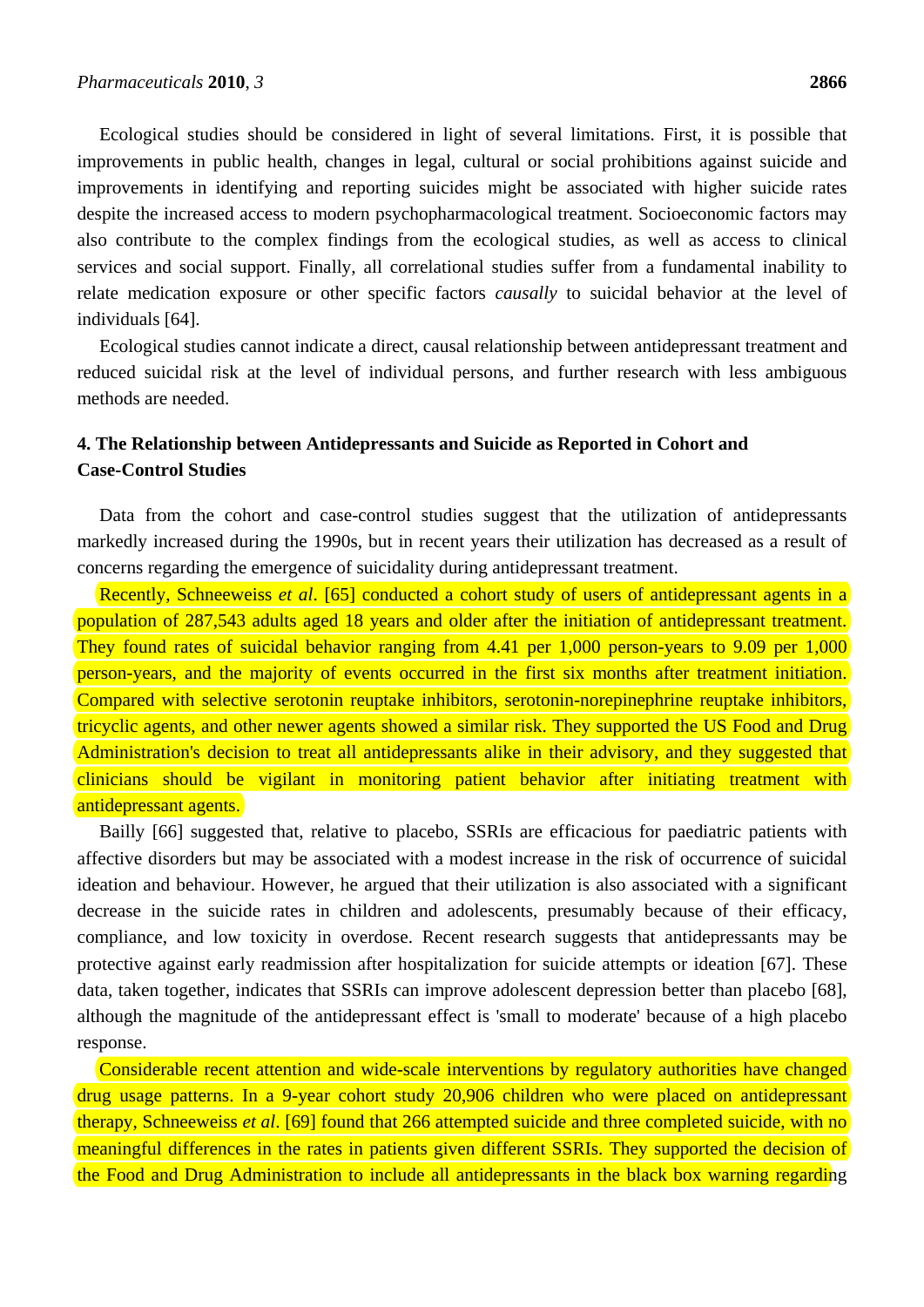Ecological studies should be considered in light of several limitations. First, it is possible that improvements in public health, changes in legal, cultural or social prohibitions against suicide and improvements in identifying and reporting suicides might be associated with higher suicide rates despite the increased access to modern psychopharmacological treatment. Socioeconomic factors may also contribute to the complex findings from the ecological studies, as well as access to clinical services and social support. Finally, all correlational studies suffer from a fundamental inability to relate medication exposure or other specific factors *causally* to suicidal behavior at the level of individuals [64].

Ecological studies cannot indicate a direct, causal relationship between antidepressant treatment and reduced suicidal risk at the level of individual persons, and further research with less ambiguous methods are needed.

## 4. The Relationship between Antidepressants and Suicide as Reported in Cohort and Case-Control Studies

Data from the cohort and case-control studies suggest that the utilization of antidepressants markedly increased during the 1990s, but in recent years their utilization has decreased as a result of concerns regarding the emergence of suicidality during antidepressant treatment.

Recently, Schneeweiss *et al*. [65] conducted a cohort study of users of antidepressant agents in a population of 287,543 adults aged 18 years and older after the initiation of antidepressant treatment. They found rates of suicidal behavior ranging from 4.41 per 1,000 person-years to 9.09 per 1,000 person-years, and the majority of events occurred in the first six months after treatment initiation. Compared with selective serotonin reuptake inhibitors, serotonin-norepinephrine reuptake inhibitors, tricyclic agents, and other newer agents showed a similar risk. They supported the US Food and Drug Administration's decision to treat all antidepressants alike in their advisory, and they suggested that clinicians should be vigilant in monitoring patient behavior after initiating treatment with antidepressant agents.

Bailly [66] suggested that, relative to placebo, SSRIs are efficacious for paediatric patients with affective disorders but may be associated with a modest increase in the risk of occurrence of suicidal ideation and behaviour. However, he argued that their utilization is also associated with a significant decrease in the suicide rates in children and adolescents, presumably because of their efficacy, compliance, and low toxicity in overdose. Recent research suggests that antidepressants may be protective against early readmission after hospitalization for suicide attempts or ideation [67]. These data, taken together, indicates that SSRIs can improve adolescent depression better than placebo [68], although the magnitude of the antidepressant effect is 'small to moderate' because of a high placebo response.

Considerable recent attention and wide-scale interventions by regulatory authorities have changed drug usage patterns. In a 9-year cohort study 20,906 children who were placed on antidepressant therapy, Schneeweiss *et al*. [69] found that 266 attempted suicide and three completed suicide, with no meaningful differences in the rates in patients given different SSRIs. They supported the decision of the Food and Drug Administration to include all antidepressants in the black box warning regarding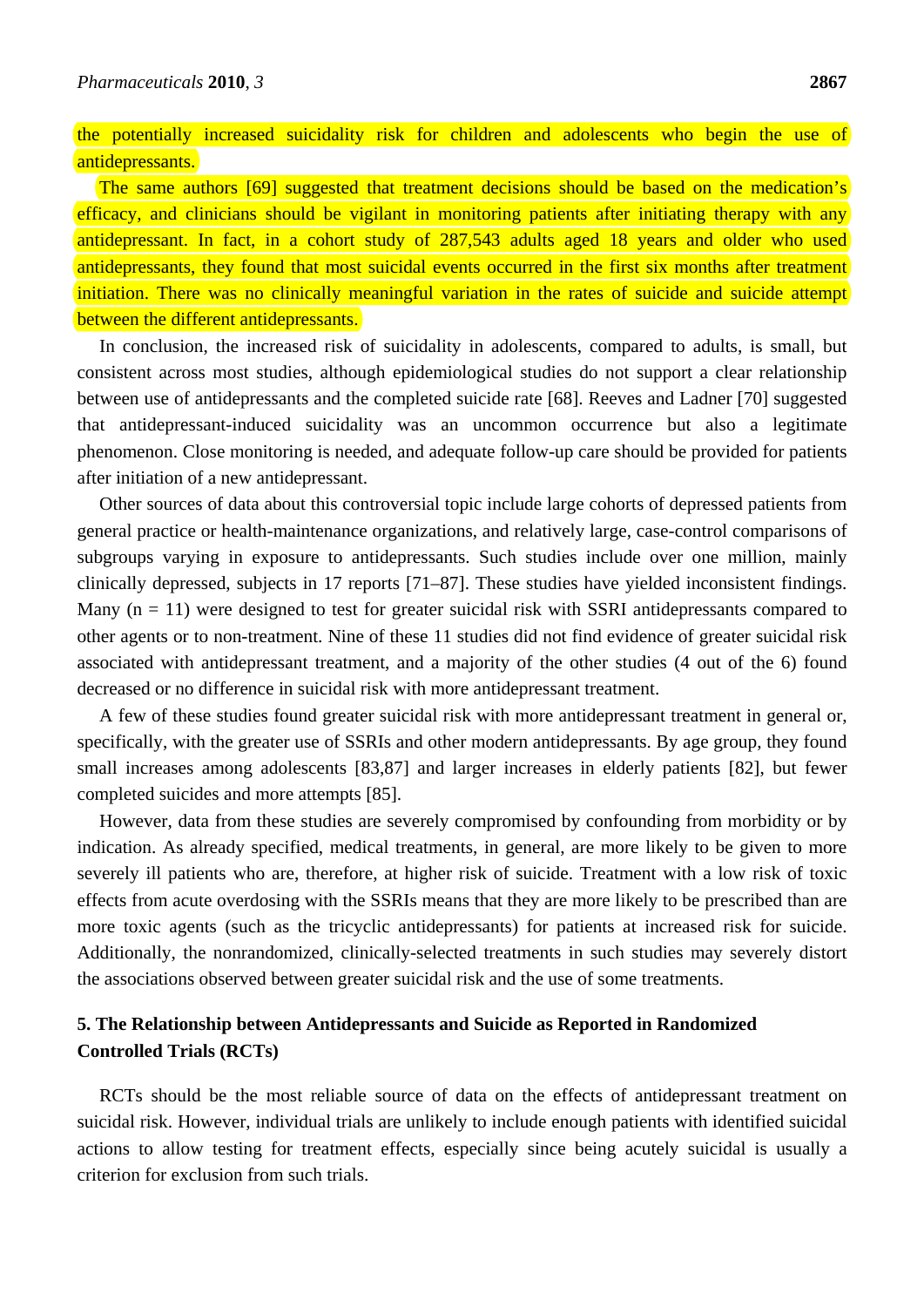the potentially increased suicidality risk for children and adolescents who begin the use of antidepressants.

The same authors [69] suggested that treatment decisions should be based on the medication's efficacy, and clinicians should be vigilant in monitoring patients after initiating therapy with any antidepressant. In fact, in a cohort study of 287,543 adults aged 18 years and older who used antidepressants, they found that most suicidal events occurred in the first six months after treatment initiation. There was no clinically meaningful variation in the rates of suicide and suicide attempt between the different antidepressants.

In conclusion, the increased risk of suicidality in adolescents, compared to adults, is small, but consistent across most studies, although epidemiological studies do not support a clear relationship between use of antidepressants and the completed suicide rate [68]. Reeves and Ladner [70] suggested that antidepressant-induced suicidality was an uncommon occurrence but also a legitimate phenomenon. Close monitoring is needed, and adequate follow-up care should be provided for patients after initiation of a new antidepressant.

Other sources of data about this controversial topic include large cohorts of depressed patients from general practice or health-maintenance organizations, and relatively large, case-control comparisons of subgroups varying in exposure to antidepressants. Such studies include over one million, mainly clinically depressed, subjects in 17 reports [71–87]. These studies have yielded inconsistent findings. Many (n = 11) were designed to test for greater suicidal risk with SSRI antidepressants compared to other agents or to non-treatment. Nine of these 11 studies did not find evidence of greater suicidal risk associated with antidepressant treatment, and a majority of the other studies (4 out of the 6) found decreased or no difference in suicidal risk with more antidepressant treatment.

A few of these studies found greater suicidal risk with more antidepressant treatment in general or, specifically, with the greater use of SSRIs and other modern antidepressants. By age group, they found small increases among adolescents [83,87] and larger increases in elderly patients [82], but fewer completed suicides and more attempts [85].

However, data from these studies are severely compromised by confounding from morbidity or by indication. As already specified, medical treatments, in general, are more likely to be given to more severely ill patients who are, therefore, at higher risk of suicide. Treatment with a low risk of toxic effects from acute overdosing with the SSRIs means that they are more likely to be prescribed than are more toxic agents (such as the tricyclic antidepressants) for patients at increased risk for suicide. Additionally, the nonrandomized, clinically-selected treatments in such studies may severely distort the associations observed between greater suicidal risk and the use of some treatments.

## 5. The Relationship between Antidepressants and Suicide as Reported in Randomized Controlled Trials (RCTs)

RCTs should be the most reliable source of data on the effects of antidepressant treatment on suicidal risk. However, individual trials are unlikely to include enough patients with identified suicidal actions to allow testing for treatment effects, especially since being acutely suicidal is usually a criterion for exclusion from such trials.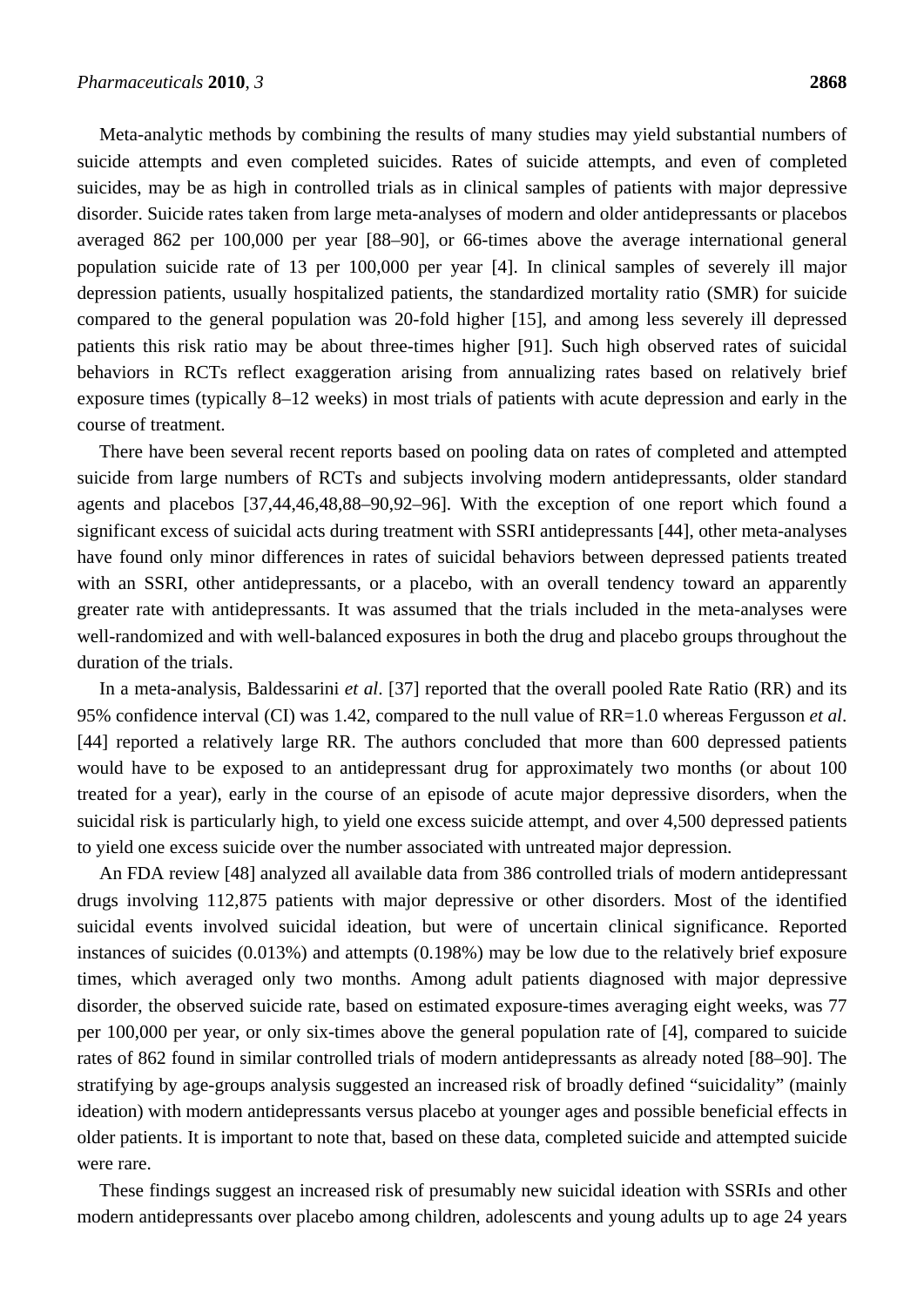Meta-analytic methods by combining the results of many studies may yield substantial numbers of suicide attempts and even completed suicides. Rates of suicide attempts, and even of completed suicides, may be as high in controlled trials as in clinical samples of patients with major depressive disorder. Suicide rates taken from large meta-analyses of modern and older antidepressants or placebos averaged 862 per 100,000 per year [88–90], or 66-times above the average international general population suicide rate of 13 per 100,000 per year [4]. In clinical samples of severely ill major depression patients, usually hospitalized patients, the standardized mortality ratio (SMR) for suicide compared to the general population was 20-fold higher [15], and among less severely ill depressed patients this risk ratio may be about three-times higher [91]. Such high observed rates of suicidal behaviors in RCTs reflect exaggeration arising from annualizing rates based on relatively brief exposure times (typically 8–12 weeks) in most trials of patients with acute depression and early in the course of treatment.

There have been several recent reports based on pooling data on rates of completed and attempted suicide from large numbers of RCTs and subjects involving modern antidepressants, older standard agents and placebos [37,44,46,48,88–90,92–96]. With the exception of one report which found a significant excess of suicidal acts during treatment with SSRI antidepressants [44], other meta-analyses have found only minor differences in rates of suicidal behaviors between depressed patients treated with an SSRI, other antidepressants, or a placebo, with an overall tendency toward an apparently greater rate with antidepressants. It was assumed that the trials included in the meta-analyses were well-randomized and with well-balanced exposures in both the drug and placebo groups throughout the duration of the trials.

In a meta-analysis, Baldessarini *et al*. [37] reported that the overall pooled Rate Ratio (RR) and its 95% confidence interval (CI) was 1.42, compared to the null value of RR=1.0 whereas Fergusson *et al*. [44] reported a relatively large RR. The authors concluded that more than 600 depressed patients would have to be exposed to an antidepressant drug for approximately two months (or about 100 treated for a year), early in the course of an episode of acute major depressive disorders, when the suicidal risk is particularly high, to yield one excess suicide attempt, and over 4,500 depressed patients to yield one excess suicide over the number associated with untreated major depression.

An FDA review [48] analyzed all available data from 386 controlled trials of modern antidepressant drugs involving 112,875 patients with major depressive or other disorders. Most of the identified suicidal events involved suicidal ideation, but were of uncertain clinical significance. Reported instances of suicides (0.013%) and attempts (0.198%) may be low due to the relatively brief exposure times, which averaged only two months. Among adult patients diagnosed with major depressive disorder, the observed suicide rate, based on estimated exposure-times averaging eight weeks, was 77 per 100,000 per year, or only six-times above the general population rate of [4], compared to suicide rates of 862 found in similar controlled trials of modern antidepressants as already noted [88–90]. The stratifying by age-groups analysis suggested an increased risk of broadly defined "suicidality" (mainly ideation) with modern antidepressants versus placebo at younger ages and possible beneficial effects in older patients. It is important to note that, based on these data, completed suicide and attempted suicide were rare.

These findings suggest an increased risk of presumably new suicidal ideation with SSRIs and other modern antidepressants over placebo among children, adolescents and young adults up to age 24 years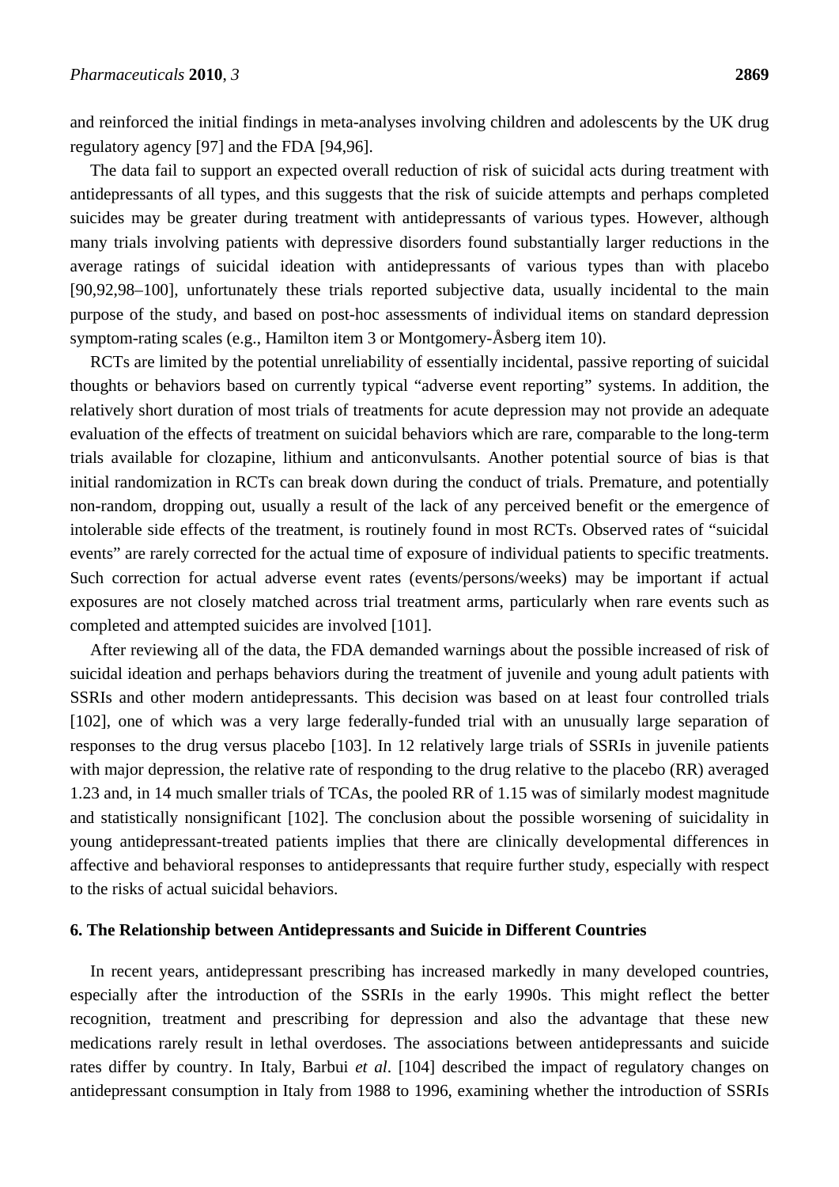and reinforced the initial findings in meta-analyses involving children and adolescents by the UK drug regulatory agency [97] and the FDA [94,96].

The data fail to support an expected overall reduction of risk of suicidal acts during treatment with antidepressants of all types, and this suggests that the risk of suicide attempts and perhaps completed suicides may be greater during treatment with antidepressants of various types. However, although many trials involving patients with depressive disorders found substantially larger reductions in the average ratings of suicidal ideation with antidepressants of various types than with placebo [90,92,98–100], unfortunately these trials reported subjective data, usually incidental to the main purpose of the study, and based on post-hoc assessments of individual items on standard depression symptom-rating scales (e.g., Hamilton item 3 or Montgomery-Åsberg item 10).

RCTs are limited by the potential unreliability of essentially incidental, passive reporting of suicidal thoughts or behaviors based on currently typical "adverse event reporting" systems. In addition, the relatively short duration of most trials of treatments for acute depression may not provide an adequate evaluation of the effects of treatment on suicidal behaviors which are rare, comparable to the long-term trials available for clozapine, lithium and anticonvulsants. Another potential source of bias is that initial randomization in RCTs can break down during the conduct of trials. Premature, and potentially non-random, dropping out, usually a result of the lack of any perceived benefit or the emergence of intolerable side effects of the treatment, is routinely found in most RCTs. Observed rates of "suicidal events" are rarely corrected for the actual time of exposure of individual patients to specific treatments. Such correction for actual adverse event rates (events/persons/weeks) may be important if actual exposures are not closely matched across trial treatment arms, particularly when rare events such as completed and attempted suicides are involved [101].

After reviewing all of the data, the FDA demanded warnings about the possible increased of risk of suicidal ideation and perhaps behaviors during the treatment of juvenile and young adult patients with SSRIs and other modern antidepressants. This decision was based on at least four controlled trials [102], one of which was a very large federally-funded trial with an unusually large separation of responses to the drug versus placebo [103]. In 12 relatively large trials of SSRIs in juvenile patients with major depression, the relative rate of responding to the drug relative to the placebo (RR) averaged 1.23 and, in 14 much smaller trials of TCAs, the pooled RR of 1.15 was of similarly modest magnitude and statistically nonsignificant [102]. The conclusion about the possible worsening of suicidality in young antidepressant-treated patients implies that there are clinically developmental differences in affective and behavioral responses to antidepressants that require further study, especially with respect to the risks of actual suicidal behaviors.

## 6. The Relationship between Antidepressants and Suicide in Different Countries

In recent years, antidepressant prescribing has increased markedly in many developed countries, especially after the introduction of the SSRIs in the early 1990s. This might reflect the better recognition, treatment and prescribing for depression and also the advantage that these new medications rarely result in lethal overdoses. The associations between antidepressants and suicide rates differ by country. In Italy, Barbui *et al*. [104] described the impact of regulatory changes on antidepressant consumption in Italy from 1988 to 1996, examining whether the introduction of SSRIs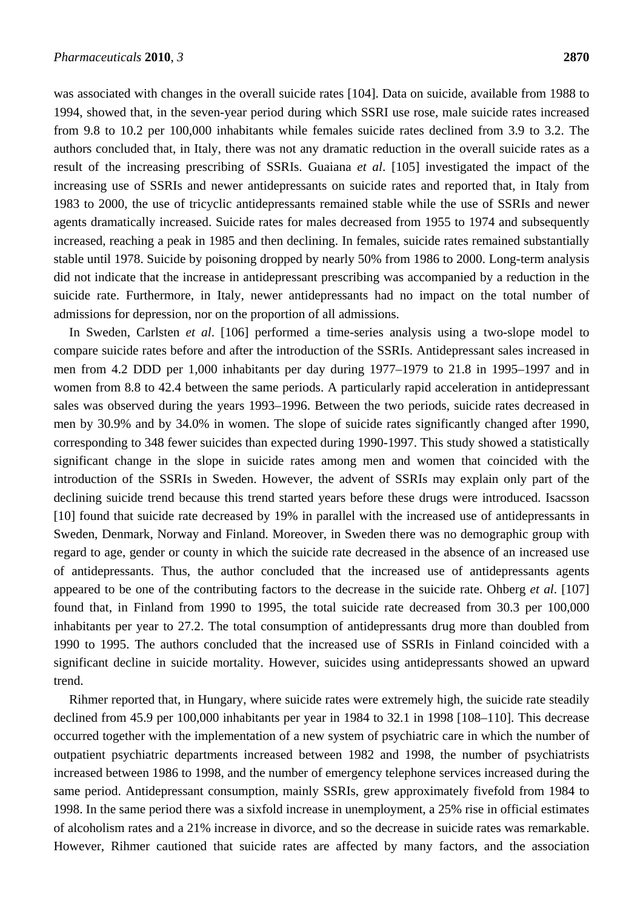was associated with changes in the overall suicide rates [104]. Data on suicide, available from 1988 to 1994, showed that, in the seven-year period during which SSRI use rose, male suicide rates increased from 9.8 to 10.2 per 100,000 inhabitants while females suicide rates declined from 3.9 to 3.2. The authors concluded that, in Italy, there was not any dramatic reduction in the overall suicide rates as a result of the increasing prescribing of SSRIs. Guaiana *et al*. [105] investigated the impact of the increasing use of SSRIs and newer antidepressants on suicide rates and reported that, in Italy from 1983 to 2000, the use of tricyclic antidepressants remained stable while the use of SSRIs and newer agents dramatically increased. Suicide rates for males decreased from 1955 to 1974 and subsequently increased, reaching a peak in 1985 and then declining. In females, suicide rates remained substantially stable until 1978. Suicide by poisoning dropped by nearly 50% from 1986 to 2000. Long-term analysis did not indicate that the increase in antidepressant prescribing was accompanied by a reduction in the suicide rate. Furthermore, in Italy, newer antidepressants had no impact on the total number of admissions for depression, nor on the proportion of all admissions.

In Sweden, Carlsten *et al*. [106] performed a time-series analysis using a two-slope model to compare suicide rates before and after the introduction of the SSRIs. Antidepressant sales increased in men from 4.2 DDD per 1,000 inhabitants per day during 1977–1979 to 21.8 in 1995–1997 and in women from 8.8 to 42.4 between the same periods. A particularly rapid acceleration in antidepressant sales was observed during the years 1993–1996. Between the two periods, suicide rates decreased in men by 30.9% and by 34.0% in women. The slope of suicide rates significantly changed after 1990, corresponding to 348 fewer suicides than expected during 1990-1997. This study showed a statistically significant change in the slope in suicide rates among men and women that coincided with the introduction of the SSRIs in Sweden. However, the advent of SSRIs may explain only part of the declining suicide trend because this trend started years before these drugs were introduced. Isacsson [10] found that suicide rate decreased by 19% in parallel with the increased use of antidepressants in Sweden, Denmark, Norway and Finland. Moreover, in Sweden there was no demographic group with regard to age, gender or county in which the suicide rate decreased in the absence of an increased use of antidepressants. Thus, the author concluded that the increased use of antidepressants agents appeared to be one of the contributing factors to the decrease in the suicide rate. Ohberg *et al*. [107] found that, in Finland from 1990 to 1995, the total suicide rate decreased from 30.3 per 100,000 inhabitants per year to 27.2. The total consumption of antidepressants drug more than doubled from 1990 to 1995. The authors concluded that the increased use of SSRIs in Finland coincided with a significant decline in suicide mortality. However, suicides using antidepressants showed an upward trend.

Rihmer reported that, in Hungary, where suicide rates were extremely high, the suicide rate steadily declined from 45.9 per 100,000 inhabitants per year in 1984 to 32.1 in 1998 [108–110]. This decrease occurred together with the implementation of a new system of psychiatric care in which the number of outpatient psychiatric departments increased between 1982 and 1998, the number of psychiatrists increased between 1986 to 1998, and the number of emergency telephone services increased during the same period. Antidepressant consumption, mainly SSRIs, grew approximately fivefold from 1984 to 1998. In the same period there was a sixfold increase in unemployment, a 25% rise in official estimates of alcoholism rates and a 21% increase in divorce, and so the decrease in suicide rates was remarkable. However, Rihmer cautioned that suicide rates are affected by many factors, and the association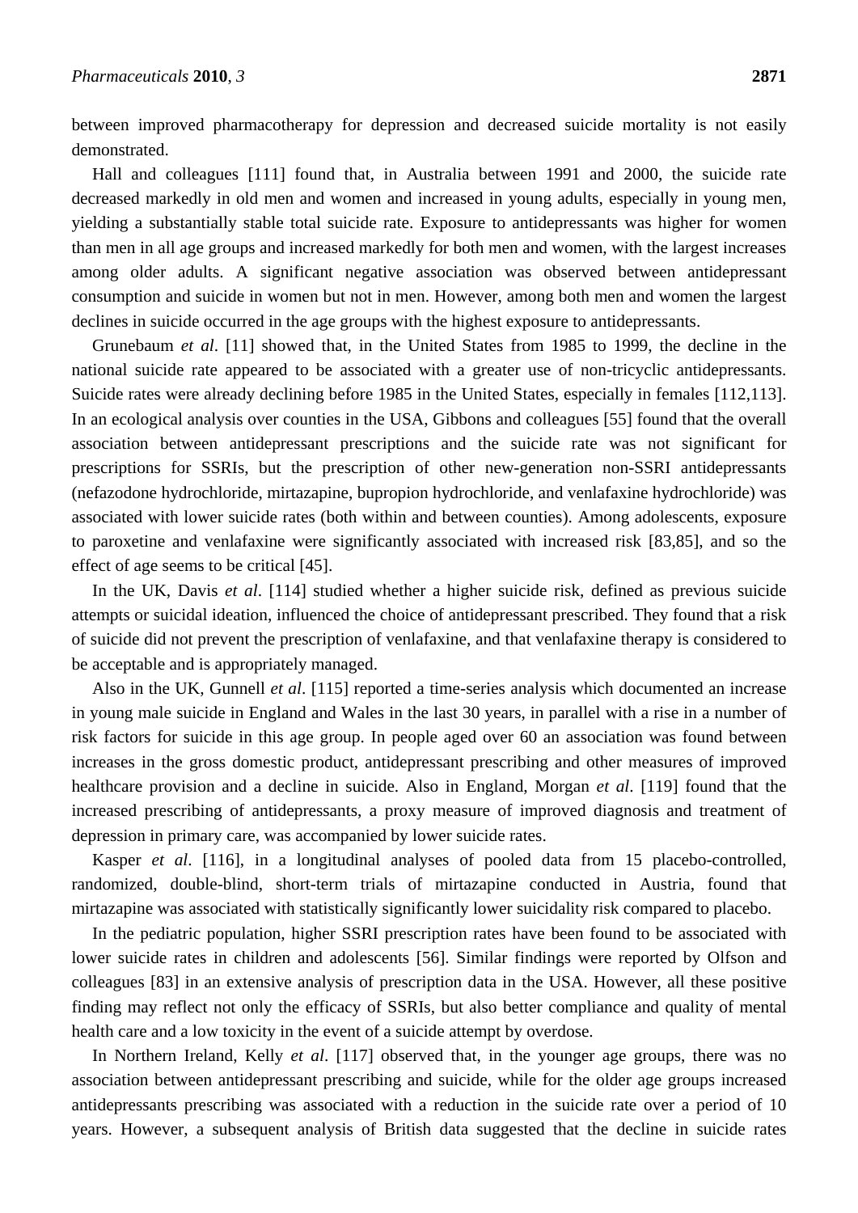between improved pharmacotherapy for depression and decreased suicide mortality is not easily demonstrated.

Hall and colleagues [111] found that, in Australia between 1991 and 2000, the suicide rate decreased markedly in old men and women and increased in young adults, especially in young men, yielding a substantially stable total suicide rate. Exposure to antidepressants was higher for women than men in all age groups and increased markedly for both men and women, with the largest increases among older adults. A significant negative association was observed between antidepressant consumption and suicide in women but not in men. However, among both men and women the largest declines in suicide occurred in the age groups with the highest exposure to antidepressants.

Grunebaum *et al*. [11] showed that, in the United States from 1985 to 1999, the decline in the national suicide rate appeared to be associated with a greater use of non-tricyclic antidepressants. Suicide rates were already declining before 1985 in the United States, especially in females [112,113]. In an ecological analysis over counties in the USA, Gibbons and colleagues [55] found that the overall association between antidepressant prescriptions and the suicide rate was not significant for prescriptions for SSRIs, but the prescription of other new-generation non-SSRI antidepressants (nefazodone hydrochloride, mirtazapine, bupropion hydrochloride, and venlafaxine hydrochloride) was associated with lower suicide rates (both within and between counties). Among adolescents, exposure to paroxetine and venlafaxine were significantly associated with increased risk [83,85], and so the effect of age seems to be critical [45].

In the UK, Davis *et al*. [114] studied whether a higher suicide risk, defined as previous suicide attempts or suicidal ideation, influenced the choice of antidepressant prescribed. They found that a risk of suicide did not prevent the prescription of venlafaxine, and that venlafaxine therapy is considered to be acceptable and is appropriately managed.

Also in the UK, Gunnell *et al*. [115] reported a time-series analysis which documented an increase in young male suicide in England and Wales in the last 30 years, in parallel with a rise in a number of risk factors for suicide in this age group. In people aged over 60 an association was found between increases in the gross domestic product, antidepressant prescribing and other measures of improved healthcare provision and a decline in suicide. Also in England, Morgan *et al*. [119] found that the increased prescribing of antidepressants, a proxy measure of improved diagnosis and treatment of depression in primary care, was accompanied by lower suicide rates.

Kasper *et al*. [116], in a longitudinal analyses of pooled data from 15 placebo-controlled, randomized, double-blind, short-term trials of mirtazapine conducted in Austria, found that mirtazapine was associated with statistically significantly lower suicidality risk compared to placebo.

In the pediatric population, higher SSRI prescription rates have been found to be associated with lower suicide rates in children and adolescents [56]. Similar findings were reported by Olfson and colleagues [83] in an extensive analysis of prescription data in the USA. However, all these positive finding may reflect not only the efficacy of SSRIs, but also better compliance and quality of mental health care and a low toxicity in the event of a suicide attempt by overdose.

In Northern Ireland, Kelly *et al*. [117] observed that, in the younger age groups, there was no association between antidepressant prescribing and suicide, while for the older age groups increased antidepressants prescribing was associated with a reduction in the suicide rate over a period of 10 years. However, a subsequent analysis of British data suggested that the decline in suicide rates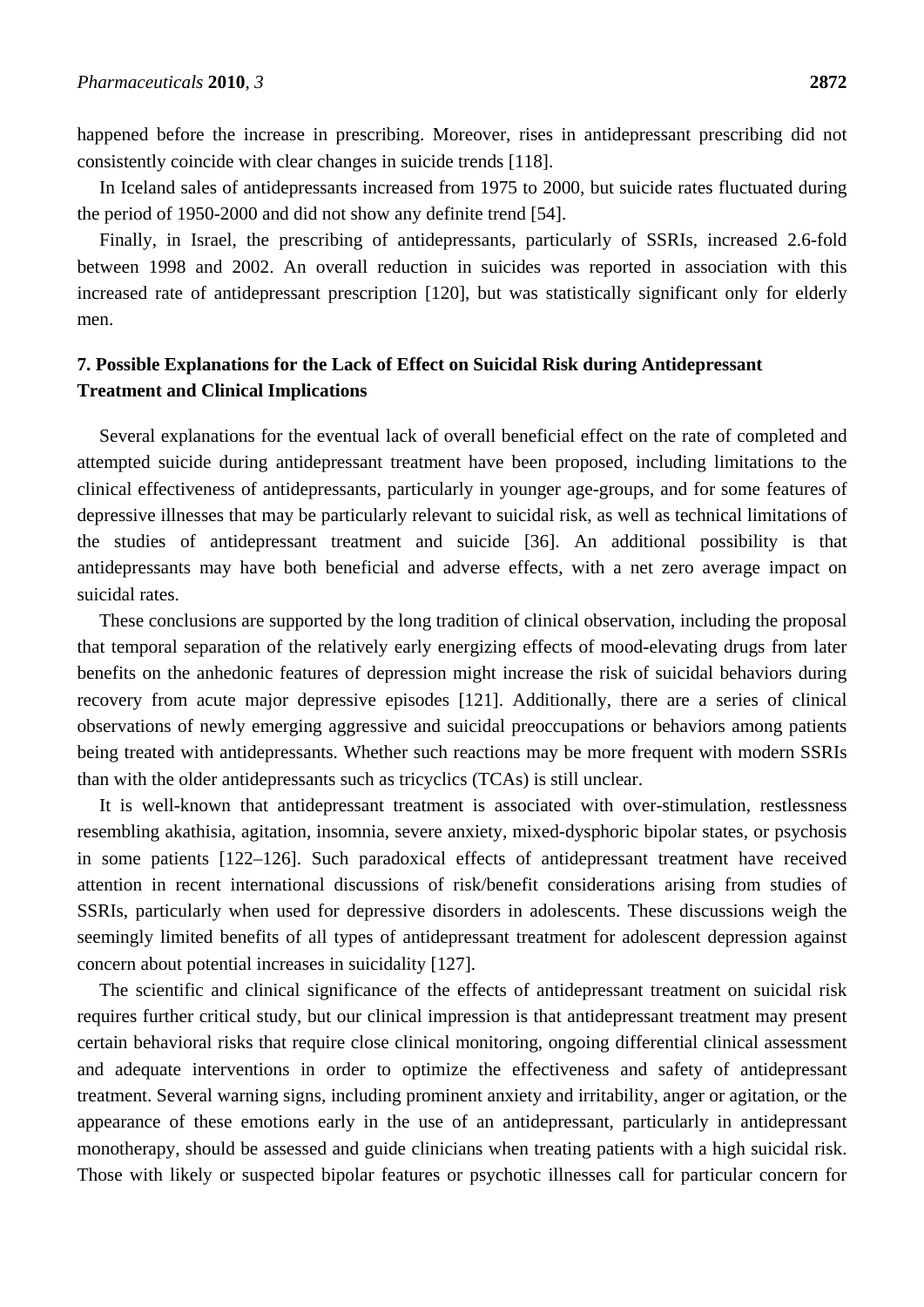happened before the increase in prescribing. Moreover, rises in antidepressant prescribing did not consistently coincide with clear changes in suicide trends [118].

In Iceland sales of antidepressants increased from 1975 to 2000, but suicide rates fluctuated during the period of 1950-2000 and did not show any definite trend [54].

Finally, in Israel, the prescribing of antidepressants, particularly of SSRIs, increased 2.6-fold between 1998 and 2002. An overall reduction in suicides was reported in association with this increased rate of antidepressant prescription [120], but was statistically significant only for elderly men.

## 7. Possible Explanations for the Lack of Effect on Suicidal Risk during Antidepressant Treatment and Clinical Implications

Several explanations for the eventual lack of overall beneficial effect on the rate of completed and attempted suicide during antidepressant treatment have been proposed, including limitations to the clinical effectiveness of antidepressants, particularly in younger age-groups, and for some features of depressive illnesses that may be particularly relevant to suicidal risk, as well as technical limitations of the studies of antidepressant treatment and suicide [36]. An additional possibility is that antidepressants may have both beneficial and adverse effects, with a net zero average impact on suicidal rates.

These conclusions are supported by the long tradition of clinical observation, including the proposal that temporal separation of the relatively early energizing effects of mood-elevating drugs from later benefits on the anhedonic features of depression might increase the risk of suicidal behaviors during recovery from acute major depressive episodes [121]. Additionally, there are a series of clinical observations of newly emerging aggressive and suicidal preoccupations or behaviors among patients being treated with antidepressants. Whether such reactions may be more frequent with modern SSRIs than with the older antidepressants such as tricyclics (TCAs) is still unclear.

It is well-known that antidepressant treatment is associated with over-stimulation, restlessness resembling akathisia, agitation, insomnia, severe anxiety, mixed-dysphoric bipolar states, or psychosis in some patients [122–126]. Such paradoxical effects of antidepressant treatment have received attention in recent international discussions of risk/benefit considerations arising from studies of SSRIs, particularly when used for depressive disorders in adolescents. These discussions weigh the seemingly limited benefits of all types of antidepressant treatment for adolescent depression against concern about potential increases in suicidality [127].

The scientific and clinical significance of the effects of antidepressant treatment on suicidal risk requires further critical study, but our clinical impression is that antidepressant treatment may present certain behavioral risks that require close clinical monitoring, ongoing differential clinical assessment and adequate interventions in order to optimize the effectiveness and safety of antidepressant treatment. Several warning signs, including prominent anxiety and irritability, anger or agitation, or the appearance of these emotions early in the use of an antidepressant, particularly in antidepressant monotherapy, should be assessed and guide clinicians when treating patients with a high suicidal risk. Those with likely or suspected bipolar features or psychotic illnesses call for particular concern for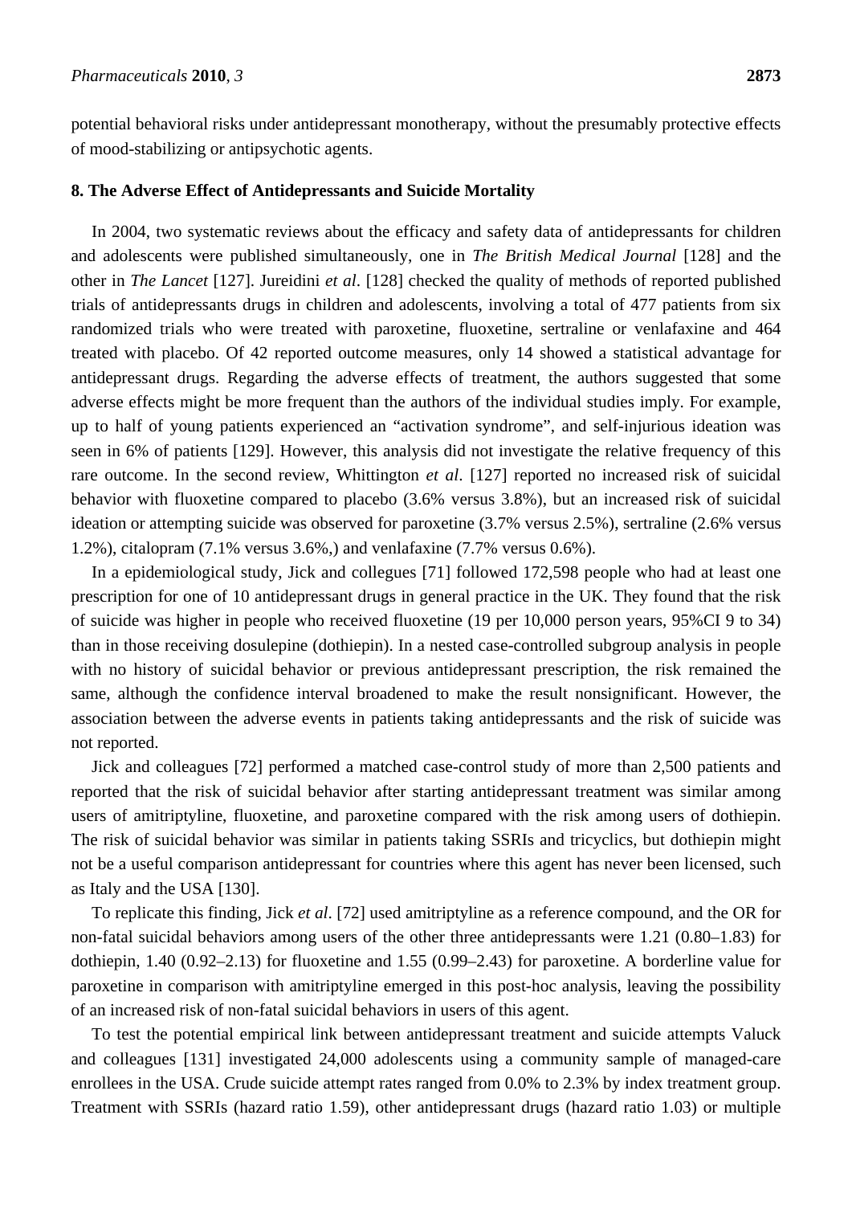potential behavioral risks under antidepressant monotherapy, without the presumably protective effects of mood-stabilizing or antipsychotic agents.

## 8. The Adverse Effect of Antidepressants and Suicide Mortality

In 2004, two systematic reviews about the efficacy and safety data of antidepressants for children and adolescents were published simultaneously, one in *The British Medical Journal* [128] and the other in *The Lancet* [127]. Jureidini *et al*. [128] checked the quality of methods of reported published trials of antidepressants drugs in children and adolescents, involving a total of 477 patients from six randomized trials who were treated with paroxetine, fluoxetine, sertraline or venlafaxine and 464 treated with placebo. Of 42 reported outcome measures, only 14 showed a statistical advantage for antidepressant drugs. Regarding the adverse effects of treatment, the authors suggested that some adverse effects might be more frequent than the authors of the individual studies imply. For example, up to half of young patients experienced an "activation syndrome", and self-injurious ideation was seen in 6% of patients [129]. However, this analysis did not investigate the relative frequency of this rare outcome. In the second review, Whittington *et al*. [127] reported no increased risk of suicidal behavior with fluoxetine compared to placebo (3.6% versus 3.8%), but an increased risk of suicidal ideation or attempting suicide was observed for paroxetine (3.7% versus 2.5%), sertraline (2.6% versus 1.2%), citalopram (7.1% versus 3.6%,) and venlafaxine (7.7% versus 0.6%).

In a epidemiological study, Jick and collegues [71] followed 172,598 people who had at least one prescription for one of 10 antidepressant drugs in general practice in the UK. They found that the risk of suicide was higher in people who received fluoxetine (19 per 10,000 person years, 95%CI 9 to 34) than in those receiving dosulepine (dothiepin). In a nested case-controlled subgroup analysis in people with no history of suicidal behavior or previous antidepressant prescription, the risk remained the same, although the confidence interval broadened to make the result nonsignificant. However, the association between the adverse events in patients taking antidepressants and the risk of suicide was not reported.

Jick and colleagues [72] performed a matched case-control study of more than 2,500 patients and reported that the risk of suicidal behavior after starting antidepressant treatment was similar among users of amitriptyline, fluoxetine, and paroxetine compared with the risk among users of dothiepin. The risk of suicidal behavior was similar in patients taking SSRIs and tricyclics, but dothiepin might not be a useful comparison antidepressant for countries where this agent has never been licensed, such as Italy and the USA [130].

To replicate this finding, Jick *et al*. [72] used amitriptyline as a reference compound, and the OR for non-fatal suicidal behaviors among users of the other three antidepressants were 1.21 (0.80–1.83) for dothiepin, 1.40 (0.92–2.13) for fluoxetine and 1.55 (0.99–2.43) for paroxetine. A borderline value for paroxetine in comparison with amitriptyline emerged in this post-hoc analysis, leaving the possibility of an increased risk of non-fatal suicidal behaviors in users of this agent.

To test the potential empirical link between antidepressant treatment and suicide attempts Valuck and colleagues [131] investigated 24,000 adolescents using a community sample of managed-care enrollees in the USA. Crude suicide attempt rates ranged from 0.0% to 2.3% by index treatment group. Treatment with SSRIs (hazard ratio 1.59), other antidepressant drugs (hazard ratio 1.03) or multiple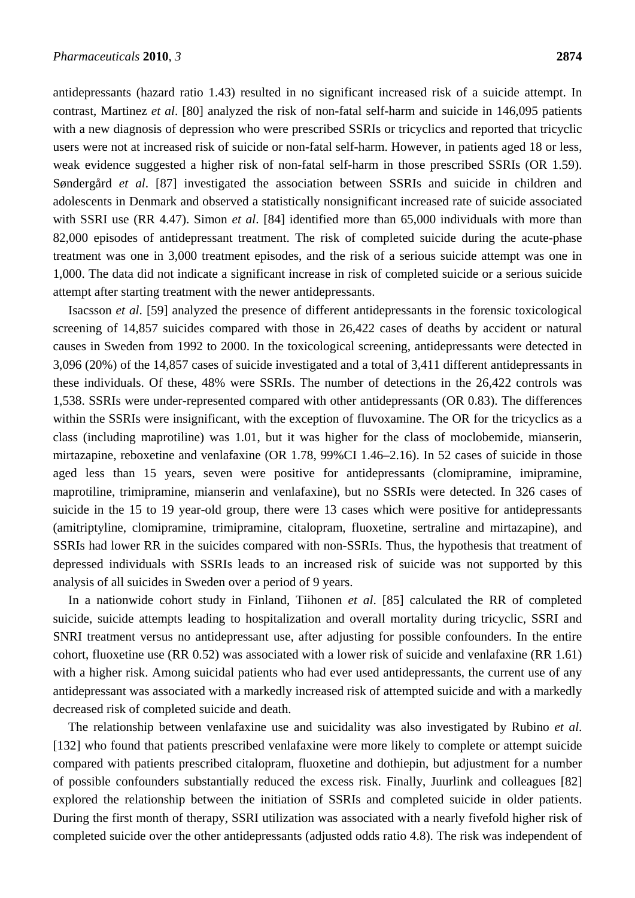antidepressants (hazard ratio 1.43) resulted in no significant increased risk of a suicide attempt. In contrast, Martinez *et al*. [80] analyzed the risk of non-fatal self-harm and suicide in 146,095 patients with a new diagnosis of depression who were prescribed SSRIs or tricyclics and reported that tricyclic users were not at increased risk of suicide or non-fatal self-harm. However, in patients aged 18 or less, weak evidence suggested a higher risk of non-fatal self-harm in those prescribed SSRIs (OR 1.59). Søndergård *et al*. [87] investigated the association between SSRIs and suicide in children and adolescents in Denmark and observed a statistically nonsignificant increased rate of suicide associated with SSRI use (RR 4.47). Simon *et al*. [84] identified more than 65,000 individuals with more than 82,000 episodes of antidepressant treatment. The risk of completed suicide during the acute-phase treatment was one in 3,000 treatment episodes, and the risk of a serious suicide attempt was one in 1,000. The data did not indicate a significant increase in risk of completed suicide or a serious suicide attempt after starting treatment with the newer antidepressants.

Isacsson *et al*. [59] analyzed the presence of different antidepressants in the forensic toxicological screening of 14,857 suicides compared with those in 26,422 cases of deaths by accident or natural causes in Sweden from 1992 to 2000. In the toxicological screening, antidepressants were detected in 3,096 (20%) of the 14,857 cases of suicide investigated and a total of 3,411 different antidepressants in these individuals. Of these, 48% were SSRIs. The number of detections in the 26,422 controls was 1,538. SSRIs were under-represented compared with other antidepressants (OR 0.83). The differences within the SSRIs were insignificant, with the exception of fluvoxamine. The OR for the tricyclics as a class (including maprotiline) was 1.01, but it was higher for the class of moclobemide, mianserin, mirtazapine, reboxetine and venlafaxine (OR 1.78, 99%CI 1.46–2.16). In 52 cases of suicide in those aged less than 15 years, seven were positive for antidepressants (clomipramine, imipramine, maprotiline, trimipramine, mianserin and venlafaxine), but no SSRIs were detected. In 326 cases of suicide in the 15 to 19 year-old group, there were 13 cases which were positive for antidepressants (amitriptyline, clomipramine, trimipramine, citalopram, fluoxetine, sertraline and mirtazapine), and SSRIs had lower RR in the suicides compared with non-SSRIs. Thus, the hypothesis that treatment of depressed individuals with SSRIs leads to an increased risk of suicide was not supported by this analysis of all suicides in Sweden over a period of 9 years.

In a nationwide cohort study in Finland, Tiihonen *et al*. [85] calculated the RR of completed suicide, suicide attempts leading to hospitalization and overall mortality during tricyclic, SSRI and SNRI treatment versus no antidepressant use, after adjusting for possible confounders. In the entire cohort, fluoxetine use (RR 0.52) was associated with a lower risk of suicide and venlafaxine (RR 1.61) with a higher risk. Among suicidal patients who had ever used antidepressants, the current use of any antidepressant was associated with a markedly increased risk of attempted suicide and with a markedly decreased risk of completed suicide and death.

The relationship between venlafaxine use and suicidality was also investigated by Rubino *et al*. [132] who found that patients prescribed venlafaxine were more likely to complete or attempt suicide compared with patients prescribed citalopram, fluoxetine and dothiepin, but adjustment for a number of possible confounders substantially reduced the excess risk. Finally, Juurlink and colleagues [82] explored the relationship between the initiation of SSRIs and completed suicide in older patients. During the first month of therapy, SSRI utilization was associated with a nearly fivefold higher risk of completed suicide over the other antidepressants (adjusted odds ratio 4.8). The risk was independent of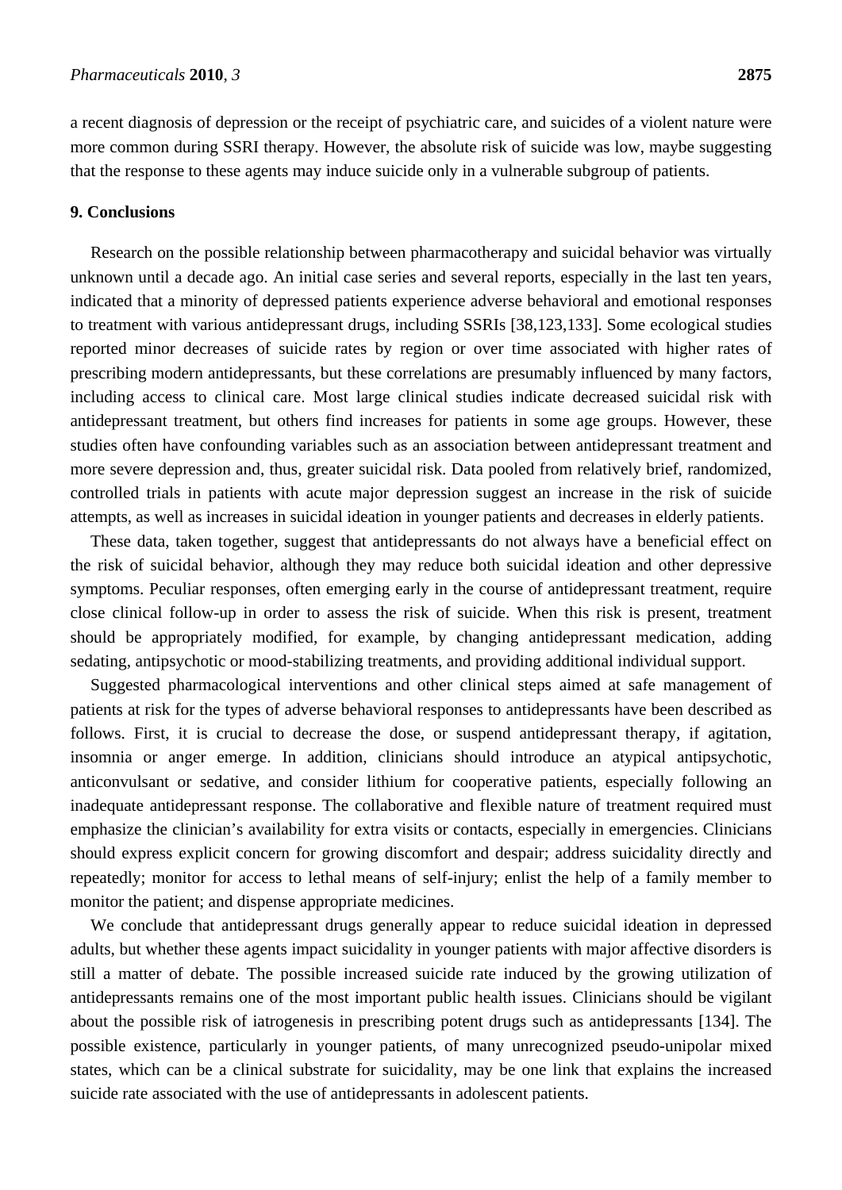a recent diagnosis of depression or the receipt of psychiatric care, and suicides of a violent nature were more common during SSRI therapy. However, the absolute risk of suicide was low, maybe suggesting that the response to these agents may induce suicide only in a vulnerable subgroup of patients.

## 9. Conclusions

Research on the possible relationship between pharmacotherapy and suicidal behavior was virtually unknown until a decade ago. An initial case series and several reports, especially in the last ten years, indicated that a minority of depressed patients experience adverse behavioral and emotional responses to treatment with various antidepressant drugs, including SSRIs [38,123,133]. Some ecological studies reported minor decreases of suicide rates by region or over time associated with higher rates of prescribing modern antidepressants, but these correlations are presumably influenced by many factors, including access to clinical care. Most large clinical studies indicate decreased suicidal risk with antidepressant treatment, but others find increases for patients in some age groups. However, these studies often have confounding variables such as an association between antidepressant treatment and more severe depression and, thus, greater suicidal risk. Data pooled from relatively brief, randomized, controlled trials in patients with acute major depression suggest an increase in the risk of suicide attempts, as well as increases in suicidal ideation in younger patients and decreases in elderly patients.

These data, taken together, suggest that antidepressants do not always have a beneficial effect on the risk of suicidal behavior, although they may reduce both suicidal ideation and other depressive symptoms. Peculiar responses, often emerging early in the course of antidepressant treatment, require close clinical follow-up in order to assess the risk of suicide. When this risk is present, treatment should be appropriately modified, for example, by changing antidepressant medication, adding sedating, antipsychotic or mood-stabilizing treatments, and providing additional individual support.

Suggested pharmacological interventions and other clinical steps aimed at safe management of patients at risk for the types of adverse behavioral responses to antidepressants have been described as follows. First, it is crucial to decrease the dose, or suspend antidepressant therapy, if agitation, insomnia or anger emerge. In addition, clinicians should introduce an atypical antipsychotic, anticonvulsant or sedative, and consider lithium for cooperative patients, especially following an inadequate antidepressant response. The collaborative and flexible nature of treatment required must emphasize the clinician's availability for extra visits or contacts, especially in emergencies. Clinicians should express explicit concern for growing discomfort and despair; address suicidality directly and repeatedly; monitor for access to lethal means of self-injury; enlist the help of a family member to monitor the patient; and dispense appropriate medicines.

We conclude that antidepressant drugs generally appear to reduce suicidal ideation in depressed adults, but whether these agents impact suicidality in younger patients with major affective disorders is still a matter of debate. The possible increased suicide rate induced by the growing utilization of antidepressants remains one of the most important public health issues. Clinicians should be vigilant about the possible risk of iatrogenesis in prescribing potent drugs such as antidepressants [134]. The possible existence, particularly in younger patients, of many unrecognized pseudo-unipolar mixed states, which can be a clinical substrate for suicidality, may be one link that explains the increased suicide rate associated with the use of antidepressants in adolescent patients.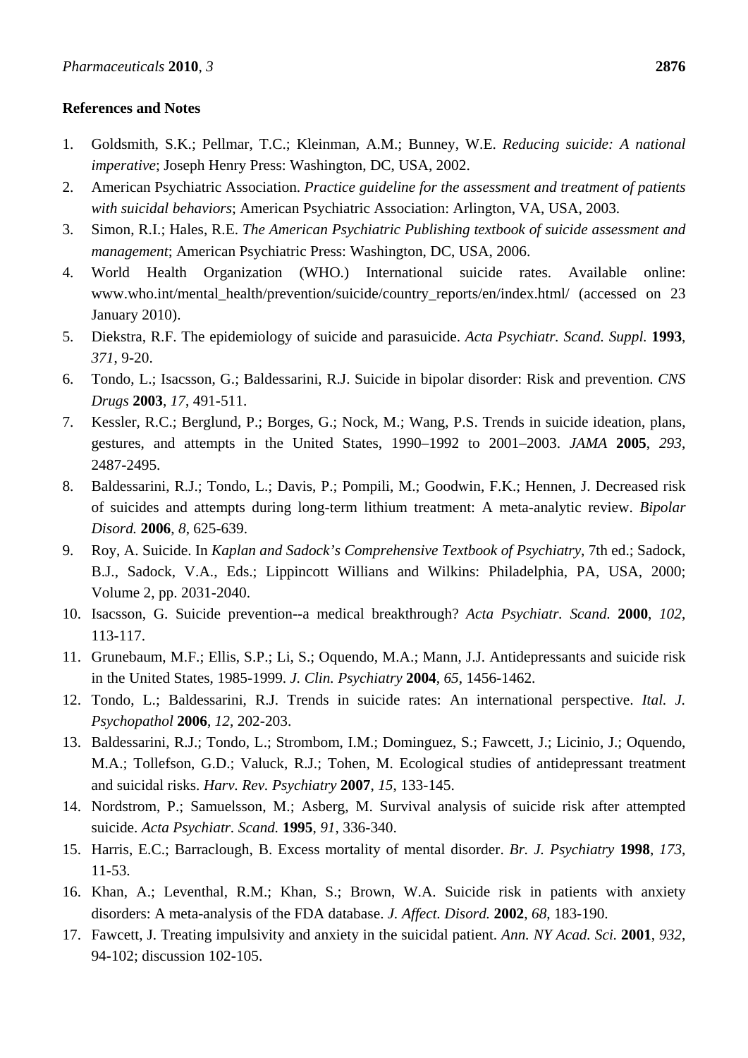**References and Notes**

1. Goldsmith, S.K.; Pellmar, T.C.; Kleinman, A.M.; Bunney, W.E. *Reducing suicide: A national imperative*; Joseph Henry Press: Washington, DC, USA, 2002.
2. American Psychiatric Association. *Practice guideline for the assessment and treatment of patients with suicidal behaviors*; American Psychiatric Association: Arlington, VA, USA, 2003.
3. Simon, R.I.; Hales, R.E. *The American Psychiatric Publishing textbook of suicide assessment and management*; American Psychiatric Press: Washington, DC, USA, 2006.
4. World Health Organization (WHO.) International suicide rates. Available online: www.who.int/mental_health/prevention/suicide/country_reports/en/index.html/ (accessed on 23 January 2010).
5. Diekstra, R.F. The epidemiology of suicide and parasuicide. *Acta Psychiatr. Scand. Suppl.* **1993**, *371*, 9-20.
6. Tondo, L.; Isacsson, G.; Baldessarini, R.J. Suicide in bipolar disorder: Risk and prevention. *CNS Drugs* **2003**, *17*, 491-511.
7. Kessler, R.C.; Berglund, P.; Borges, G.; Nock, M.; Wang, P.S. Trends in suicide ideation, plans, gestures, and attempts in the United States, 1990–1992 to 2001–2003. *JAMA* **2005**, *293*, 2487-2495.
8. Baldessarini, R.J.; Tondo, L.; Davis, P.; Pompili, M.; Goodwin, F.K.; Hennen, J. Decreased risk of suicides and attempts during long-term lithium treatment: A meta-analytic review. *Bipolar Disord.* **2006**, *8*, 625-639.
9. Roy, A. Suicide. In *Kaplan and Sadock's Comprehensive Textbook of Psychiatry*, 7th ed.; Sadock, B.J., Sadock, V.A., Eds.; Lippincott Willians and Wilkins: Philadelphia, PA, USA, 2000; Volume 2, pp. 2031-2040.
10. Isacsson, G. Suicide prevention--a medical breakthrough? *Acta Psychiatr. Scand.* **2000**, *102*, 113-117.
11. Grunebaum, M.F.; Ellis, S.P.; Li, S.; Oquendo, M.A.; Mann, J.J. Antidepressants and suicide risk in the United States, 1985-1999. *J. Clin. Psychiatry* **2004**, *65*, 1456-1462.
12. Tondo, L.; Baldessarini, R.J. Trends in suicide rates: An international perspective. *Ital. J. Psychopathol* **2006**, *12*, 202-203.
13. Baldessarini, R.J.; Tondo, L.; Strombom, I.M.; Dominguez, S.; Fawcett, J.; Licinio, J.; Oquendo, M.A.; Tollefson, G.D.; Valuck, R.J.; Tohen, M. Ecological studies of antidepressant treatment and suicidal risks. *Harv. Rev. Psychiatry* **2007**, *15*, 133-145.
14. Nordstrom, P.; Samuelsson, M.; Asberg, M. Survival analysis of suicide risk after attempted suicide. *Acta Psychiatr. Scand.* **1995**, *91*, 336-340.
15. Harris, E.C.; Barraclough, B. Excess mortality of mental disorder. *Br. J. Psychiatry* **1998**, *173*, 11-53.
16. Khan, A.; Leventhal, R.M.; Khan, S.; Brown, W.A. Suicide risk in patients with anxiety disorders: A meta-analysis of the FDA database. *J. Affect. Disord.* **2002**, *68*, 183-190.
17. Fawcett, J. Treating impulsivity and anxiety in the suicidal patient. *Ann. NY Acad. Sci.* **2001**, *932*, 94-102; discussion 102-105.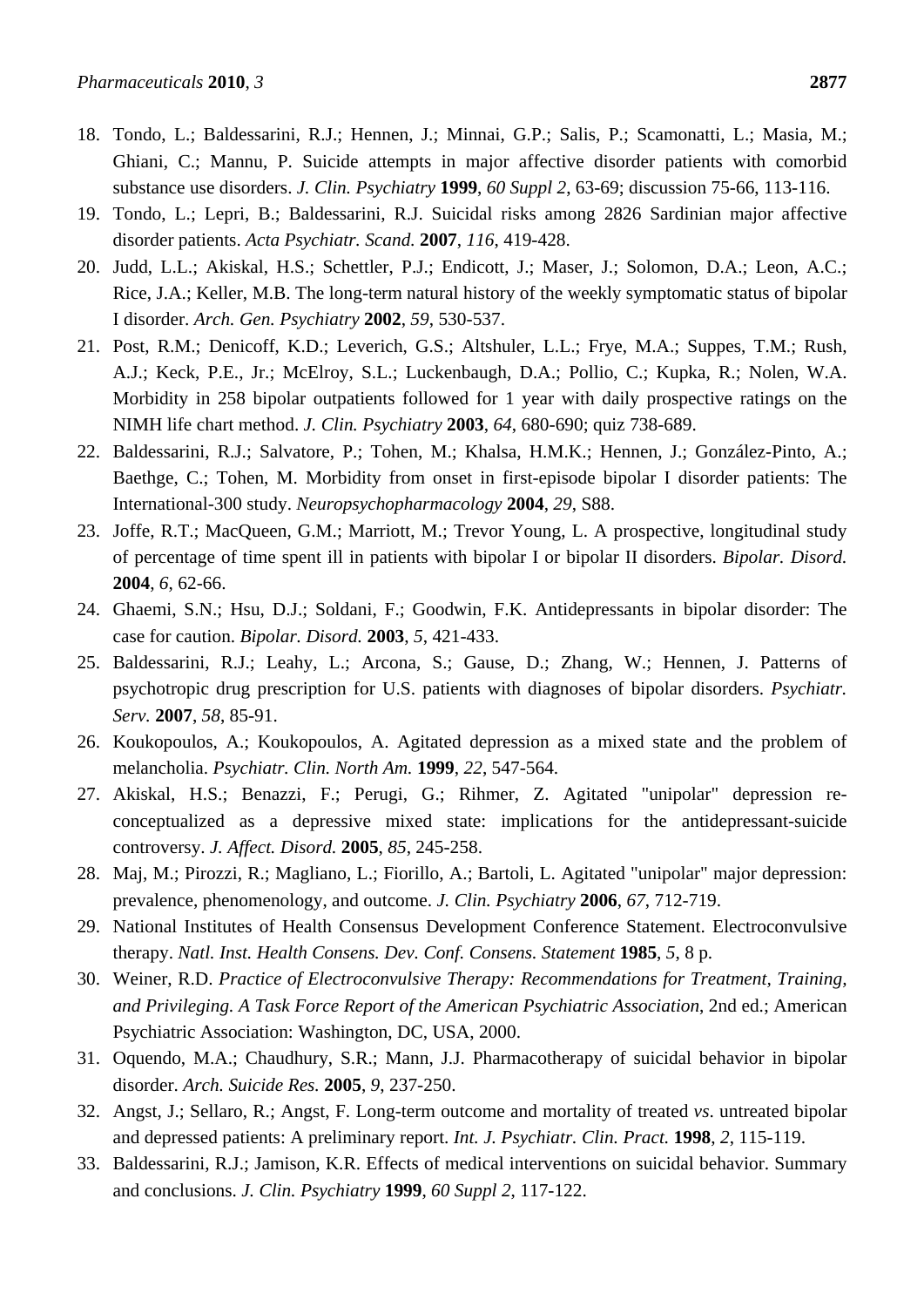18. Tondo, L.; Baldessarini, R.J.; Hennen, J.; Minnai, G.P.; Salis, P.; Scamonatti, L.; Masia, M.; Ghiani, C.; Mannu, P. Suicide attempts in major affective disorder patients with comorbid substance use disorders. *J. Clin. Psychiatry* **1999**, *60 Suppl 2*, 63-69; discussion 75-66, 113-116.
19. Tondo, L.; Lepri, B.; Baldessarini, R.J. Suicidal risks among 2826 Sardinian major affective disorder patients. *Acta Psychiatr. Scand.* **2007**, *116*, 419-428.
20. Judd, L.L.; Akiskal, H.S.; Schettler, P.J.; Endicott, J.; Maser, J.; Solomon, D.A.; Leon, A.C.; Rice, J.A.; Keller, M.B. The long-term natural history of the weekly symptomatic status of bipolar I disorder. *Arch. Gen. Psychiatry* **2002**, *59*, 530-537.
21. Post, R.M.; Denicoff, K.D.; Leverich, G.S.; Altshuler, L.L.; Frye, M.A.; Suppes, T.M.; Rush, A.J.; Keck, P.E., Jr.; McElroy, S.L.; Luckenbaugh, D.A.; Pollio, C.; Kupka, R.; Nolen, W.A. Morbidity in 258 bipolar outpatients followed for 1 year with daily prospective ratings on the NIMH life chart method. *J. Clin. Psychiatry* **2003**, *64*, 680-690; quiz 738-689.
22. Baldessarini, R.J.; Salvatore, P.; Tohen, M.; Khalsa, H.M.K.; Hennen, J.; González-Pinto, A.; Baethge, C.; Tohen, M. Morbidity from onset in first-episode bipolar I disorder patients: The International-300 study. *Neuropsychopharmacology* **2004**, *29*, S88.
23. Joffe, R.T.; MacQueen, G.M.; Marriott, M.; Trevor Young, L. A prospective, longitudinal study of percentage of time spent ill in patients with bipolar I or bipolar II disorders. *Bipolar. Disord.* **2004**, *6*, 62-66.
24. Ghaemi, S.N.; Hsu, D.J.; Soldani, F.; Goodwin, F.K. Antidepressants in bipolar disorder: The case for caution. *Bipolar. Disord.* **2003**, *5*, 421-433.
25. Baldessarini, R.J.; Leahy, L.; Arcona, S.; Gause, D.; Zhang, W.; Hennen, J. Patterns of psychotropic drug prescription for U.S. patients with diagnoses of bipolar disorders. *Psychiatr. Serv.* **2007**, *58*, 85-91.
26. Koukopoulos, A.; Koukopoulos, A. Agitated depression as a mixed state and the problem of melancholia. *Psychiatr. Clin. North Am.* **1999**, *22*, 547-564.
27. Akiskal, H.S.; Benazzi, F.; Perugi, G.; Rihmer, Z. Agitated "unipolar" depression re-conceptualized as a depressive mixed state: implications for the antidepressant-suicide controversy. *J. Affect. Disord.* **2005**, *85*, 245-258.
28. Maj, M.; Pirozzi, R.; Magliano, L.; Fiorillo, A.; Bartoli, L. Agitated "unipolar" major depression: prevalence, phenomenology, and outcome. *J. Clin. Psychiatry* **2006**, *67*, 712-719.
29. National Institutes of Health Consensus Development Conference Statement. Electroconvulsive therapy. *Natl. Inst. Health Consens. Dev. Conf. Consens. Statement* **1985**, *5*, 8 p.
30. Weiner, R.D. *Practice of Electroconvulsive Therapy: Recommendations for Treatment, Training, and Privileging. A Task Force Report of the American Psychiatric Association*, 2nd ed.; American Psychiatric Association: Washington, DC, USA, 2000.
31. Oquendo, M.A.; Chaudhury, S.R.; Mann, J.J. Pharmacotherapy of suicidal behavior in bipolar disorder. *Arch. Suicide Res.* **2005**, *9*, 237-250.
32. Angst, J.; Sellaro, R.; Angst, F. Long-term outcome and mortality of treated *vs.* untreated bipolar and depressed patients: A preliminary report. *Int. J. Psychiatr. Clin. Pract.* **1998**, *2*, 115-119.
33. Baldessarini, R.J.; Jamison, K.R. Effects of medical interventions on suicidal behavior. Summary and conclusions. *J. Clin. Psychiatry* **1999**, *60 Suppl 2*, 117-122.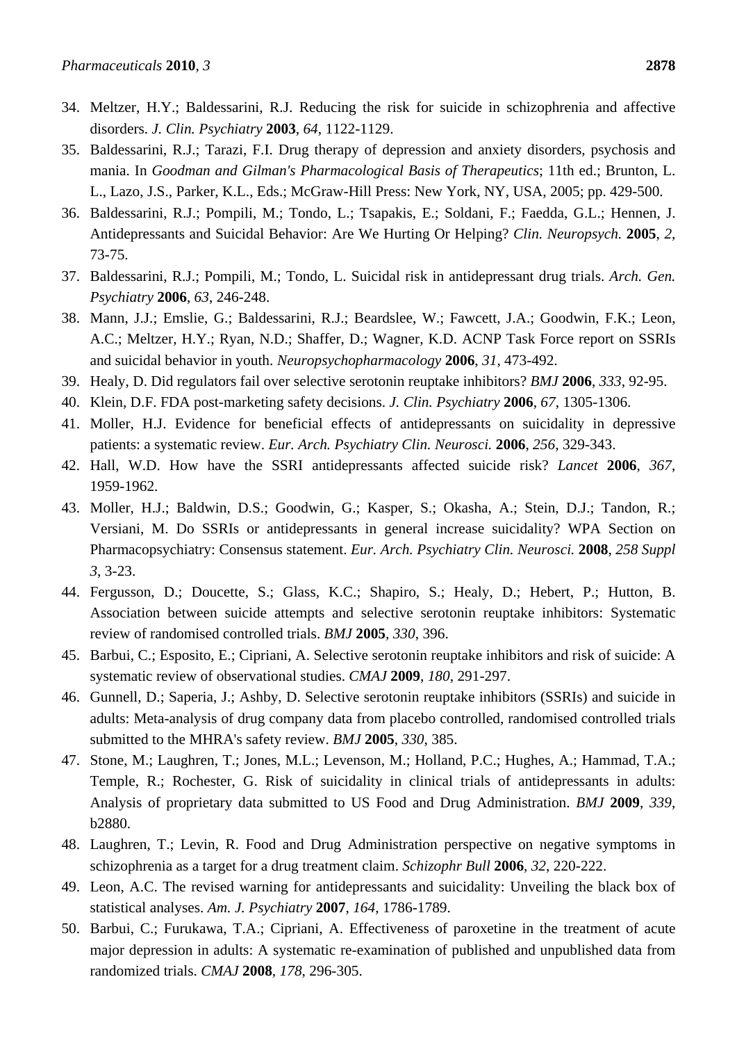34. Meltzer, H.Y.; Baldessarini, R.J. Reducing the risk for suicide in schizophrenia and affective disorders. *J. Clin. Psychiatry* **2003**, *64*, 1122-1129.
35. Baldessarini, R.J.; Tarazi, F.I. Drug therapy of depression and anxiety disorders, psychosis and mania. In *Goodman and Gilman's Pharmacological Basis of Therapeutics*; 11th ed.; Brunton, L. L., Lazo, J.S., Parker, K.L., Eds.; McGraw-Hill Press: New York, NY, USA, 2005; pp. 429-500.
36. Baldessarini, R.J.; Pompili, M.; Tondo, L.; Tsapakis, E.; Soldani, F.; Faedda, G.L.; Hennen, J. Antidepressants and Suicidal Behavior: Are We Hurting Or Helping? *Clin. Neuropsych.* **2005**, *2*, 73-75.
37. Baldessarini, R.J.; Pompili, M.; Tondo, L. Suicidal risk in antidepressant drug trials. *Arch. Gen. Psychiatry* **2006**, *63*, 246-248.
38. Mann, J.J.; Emslie, G.; Baldessarini, R.J.; Beardslee, W.; Fawcett, J.A.; Goodwin, F.K.; Leon, A.C.; Meltzer, H.Y.; Ryan, N.D.; Shaffer, D.; Wagner, K.D. ACNP Task Force report on SSRIs and suicidal behavior in youth. *Neuropsychopharmacology* **2006**, *31*, 473-492.
39. Healy, D. Did regulators fail over selective serotonin reuptake inhibitors? *BMJ* **2006**, *333*, 92-95.
40. Klein, D.F. FDA post-marketing safety decisions. *J. Clin. Psychiatry* **2006**, *67*, 1305-1306.
41. Moller, H.J. Evidence for beneficial effects of antidepressants on suicidality in depressive patients: a systematic review. *Eur. Arch. Psychiatry Clin. Neurosci.* **2006**, *256*, 329-343.
42. Hall, W.D. How have the SSRI antidepressants affected suicide risk? *Lancet* **2006**, *367*, 1959-1962.
43. Moller, H.J.; Baldwin, D.S.; Goodwin, G.; Kasper, S.; Okasha, A.; Stein, D.J.; Tandon, R.; Versiani, M. Do SSRIs or antidepressants in general increase suicidality? WPA Section on Pharmacopsychiatry: Consensus statement. *Eur. Arch. Psychiatry Clin. Neurosci.* **2008**, *258 Suppl 3*, 3-23.
44. Fergusson, D.; Doucette, S.; Glass, K.C.; Shapiro, S.; Healy, D.; Hebert, P.; Hutton, B. Association between suicide attempts and selective serotonin reuptake inhibitors: Systematic review of randomised controlled trials. *BMJ* **2005**, *330*, 396.
45. Barbui, C.; Esposito, E.; Cipriani, A. Selective serotonin reuptake inhibitors and risk of suicide: A systematic review of observational studies. *CMAJ* **2009**, *180*, 291-297.
46. Gunnell, D.; Saperia, J.; Ashby, D. Selective serotonin reuptake inhibitors (SSRIs) and suicide in adults: Meta-analysis of drug company data from placebo controlled, randomised controlled trials submitted to the MHRA's safety review. *BMJ* **2005**, *330*, 385.
47. Stone, M.; Laughren, T.; Jones, M.L.; Levenson, M.; Holland, P.C.; Hughes, A.; Hammad, T.A.; Temple, R.; Rochester, G. Risk of suicidality in clinical trials of antidepressants in adults: Analysis of proprietary data submitted to US Food and Drug Administration. *BMJ* **2009**, *339*, b2880.
48. Laughren, T.; Levin, R. Food and Drug Administration perspective on negative symptoms in schizophrenia as a target for a drug treatment claim. *Schizophr Bull* **2006**, *32*, 220-222.
49. Leon, A.C. The revised warning for antidepressants and suicidality: Unveiling the black box of statistical analyses. *Am. J. Psychiatry* **2007**, *164*, 1786-1789.
50. Barbui, C.; Furukawa, T.A.; Cipriani, A. Effectiveness of paroxetine in the treatment of acute major depression in adults: A systematic re-examination of published and unpublished data from randomized trials. *CMAJ* **2008**, *178*, 296-305.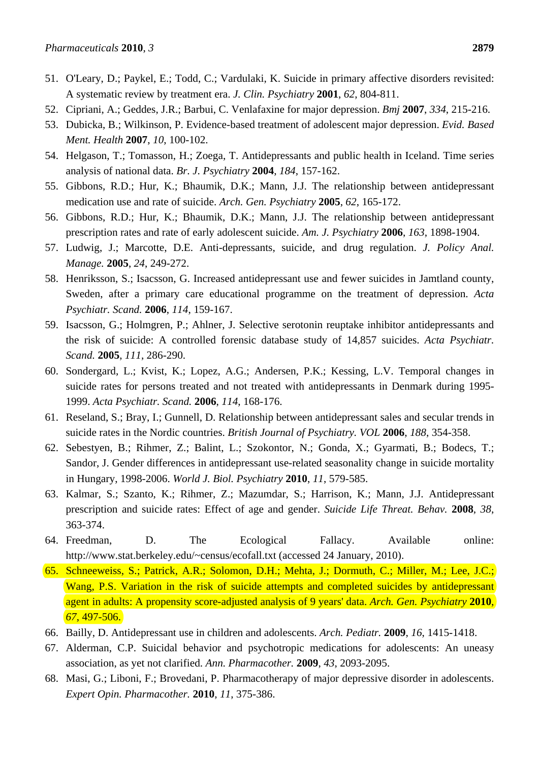51. O'Leary, D.; Paykel, E.; Todd, C.; Vardulaki, K. Suicide in primary affective disorders revisited: A systematic review by treatment era. *J. Clin. Psychiatry* **2001**, *62*, 804-811.
52. Cipriani, A.; Geddes, J.R.; Barbui, C. Venlafaxine for major depression. *Bmj* **2007**, *334*, 215-216.
53. Dubicka, B.; Wilkinson, P. Evidence-based treatment of adolescent major depression. *Evid. Based Ment. Health* **2007**, *10*, 100-102.
54. Helgason, T.; Tomasson, H.; Zoega, T. Antidepressants and public health in Iceland. Time series analysis of national data. *Br. J. Psychiatry* **2004**, *184*, 157-162.
55. Gibbons, R.D.; Hur, K.; Bhaumik, D.K.; Mann, J.J. The relationship between antidepressant medication use and rate of suicide. *Arch. Gen. Psychiatry* **2005**, *62*, 165-172.
56. Gibbons, R.D.; Hur, K.; Bhaumik, D.K.; Mann, J.J. The relationship between antidepressant prescription rates and rate of early adolescent suicide. *Am. J. Psychiatry* **2006**, *163*, 1898-1904.
57. Ludwig, J.; Marcotte, D.E. Anti-depressants, suicide, and drug regulation. *J. Policy Anal. Manage.* **2005**, *24*, 249-272.
58. Henriksson, S.; Isacsson, G. Increased antidepressant use and fewer suicides in Jamtland county, Sweden, after a primary care educational programme on the treatment of depression. *Acta Psychiatr. Scand.* **2006**, *114*, 159-167.
59. Isacsson, G.; Holmgren, P.; Ahlner, J. Selective serotonin reuptake inhibitor antidepressants and the risk of suicide: A controlled forensic database study of 14,857 suicides. *Acta Psychiatr. Scand.* **2005**, *111*, 286-290.
60. Sondergard, L.; Kvist, K.; Lopez, A.G.; Andersen, P.K.; Kessing, L.V. Temporal changes in suicide rates for persons treated and not treated with antidepressants in Denmark during 1995-1999. *Acta Psychiatr. Scand.* **2006**, *114*, 168-176.
61. Reseland, S.; Bray, I.; Gunnell, D. Relationship between antidepressant sales and secular trends in suicide rates in the Nordic countries. *British Journal of Psychiatry. VOL* **2006**, *188*, 354-358.
62. Sebestyen, B.; Rihmer, Z.; Balint, L.; Szokontor, N.; Gonda, X.; Gyarmati, B.; Bodecs, T.; Sandor, J. Gender differences in antidepressant use-related seasonality change in suicide mortality in Hungary, 1998-2006. *World J. Biol. Psychiatry* **2010**, *11*, 579-585.
63. Kalmar, S.; Szanto, K.; Rihmer, Z.; Mazumdar, S.; Harrison, K.; Mann, J.J. Antidepressant prescription and suicide rates: Effect of age and gender. *Suicide Life Threat. Behav.* **2008**, *38*, 363-374.
64. Freedman, D. The Ecological Fallacy. Available online: http://www.stat.berkeley.edu/~census/ecofall.txt (accessed 24 January, 2010).
65. Schneeweiss, S.; Patrick, A.R.; Solomon, D.H.; Mehta, J.; Dormuth, C.; Miller, M.; Lee, J.C.; Wang, P.S. Variation in the risk of suicide attempts and completed suicides by antidepressant agent in adults: A propensity score-adjusted analysis of 9 years' data. *Arch. Gen. Psychiatry* **2010**, *67*, 497-506.
66. Bailly, D. Antidepressant use in children and adolescents. *Arch. Pediatr.* **2009**, *16*, 1415-1418.
67. Alderman, C.P. Suicidal behavior and psychotropic medications for adolescents: An uneasy association, as yet not clarified. *Ann. Pharmacother.* **2009**, *43*, 2093-2095.
68. Masi, G.; Liboni, F.; Brovedani, P. Pharmacotherapy of major depressive disorder in adolescents. *Expert Opin. Pharmacother.* **2010**, *11*, 375-386.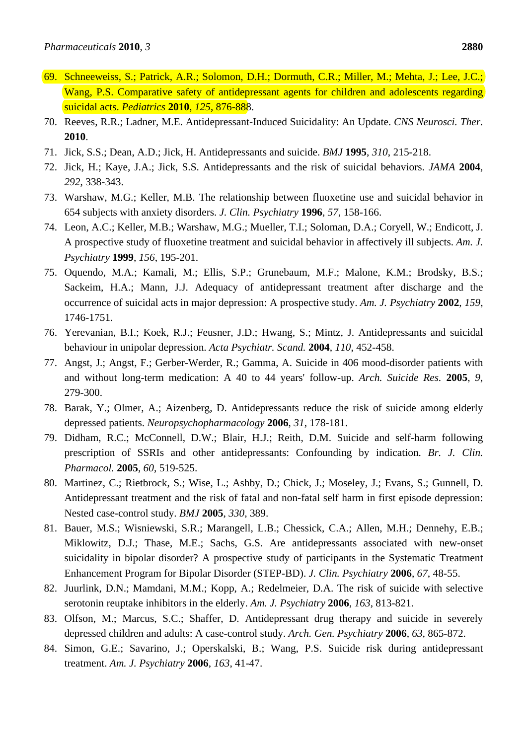69. Schneeweiss, S.; Patrick, A.R.; Solomon, D.H.; Dormuth, C.R.; Miller, M.; Mehta, J.; Lee, J.C.; Wang, P.S. Comparative safety of antidepressant agents for children and adolescents regarding suicidal acts. *Pediatrics* **2010**, *125*, 876-888.
70. Reeves, R.R.; Ladner, M.E. Antidepressant-Induced Suicidality: An Update. *CNS Neurosci. Ther.* **2010**.
71. Jick, S.S.; Dean, A.D.; Jick, H. Antidepressants and suicide. *BMJ* **1995**, *310*, 215-218.
72. Jick, H.; Kaye, J.A.; Jick, S.S. Antidepressants and the risk of suicidal behaviors. *JAMA* **2004**, *292*, 338-343.
73. Warshaw, M.G.; Keller, M.B. The relationship between fluoxetine use and suicidal behavior in 654 subjects with anxiety disorders. *J. Clin. Psychiatry* **1996**, *57*, 158-166.
74. Leon, A.C.; Keller, M.B.; Warshaw, M.G.; Mueller, T.I.; Soloman, D.A.; Coryell, W.; Endicott, J. A prospective study of fluoxetine treatment and suicidal behavior in affectively ill subjects. *Am. J. Psychiatry* **1999**, *156*, 195-201.
75. Oquendo, M.A.; Kamali, M.; Ellis, S.P.; Grunebaum, M.F.; Malone, K.M.; Brodsky, B.S.; Sackeim, H.A.; Mann, J.J. Adequacy of antidepressant treatment after discharge and the occurrence of suicidal acts in major depression: A prospective study. *Am. J. Psychiatry* **2002**, *159*, 1746-1751.
76. Yerevanian, B.I.; Koek, R.J.; Feusner, J.D.; Hwang, S.; Mintz, J. Antidepressants and suicidal behaviour in unipolar depression. *Acta Psychiatr. Scand.* **2004**, *110*, 452-458.
77. Angst, J.; Angst, F.; Gerber-Werder, R.; Gamma, A. Suicide in 406 mood-disorder patients with and without long-term medication: A 40 to 44 years' follow-up. *Arch. Suicide Res.* **2005**, *9*, 279-300.
78. Barak, Y.; Olmer, A.; Aizenberg, D. Antidepressants reduce the risk of suicide among elderly depressed patients. *Neuropsychopharmacology* **2006**, *31*, 178-181.
79. Didham, R.C.; McConnell, D.W.; Blair, H.J.; Reith, D.M. Suicide and self-harm following prescription of SSRIs and other antidepressants: Confounding by indication. *Br. J. Clin. Pharmacol.* **2005**, *60*, 519-525.
80. Martinez, C.; Rietbrock, S.; Wise, L.; Ashby, D.; Chick, J.; Moseley, J.; Evans, S.; Gunnell, D. Antidepressant treatment and the risk of fatal and non-fatal self harm in first episode depression: Nested case-control study. *BMJ* **2005**, *330*, 389.
81. Bauer, M.S.; Wisniewski, S.R.; Marangell, L.B.; Chessick, C.A.; Allen, M.H.; Dennehy, E.B.; Miklowitz, D.J.; Thase, M.E.; Sachs, G.S. Are antidepressants associated with new-onset suicidality in bipolar disorder? A prospective study of participants in the Systematic Treatment Enhancement Program for Bipolar Disorder (STEP-BD). *J. Clin. Psychiatry* **2006**, *67*, 48-55.
82. Juurlink, D.N.; Mamdani, M.M.; Kopp, A.; Redelmeier, D.A. The risk of suicide with selective serotonin reuptake inhibitors in the elderly. *Am. J. Psychiatry* **2006**, *163*, 813-821.
83. Olfson, M.; Marcus, S.C.; Shaffer, D. Antidepressant drug therapy and suicide in severely depressed children and adults: A case-control study. *Arch. Gen. Psychiatry* **2006**, *63*, 865-872.
84. Simon, G.E.; Savarino, J.; Operskalski, B.; Wang, P.S. Suicide risk during antidepressant treatment. *Am. J. Psychiatry* **2006**, *163*, 41-47.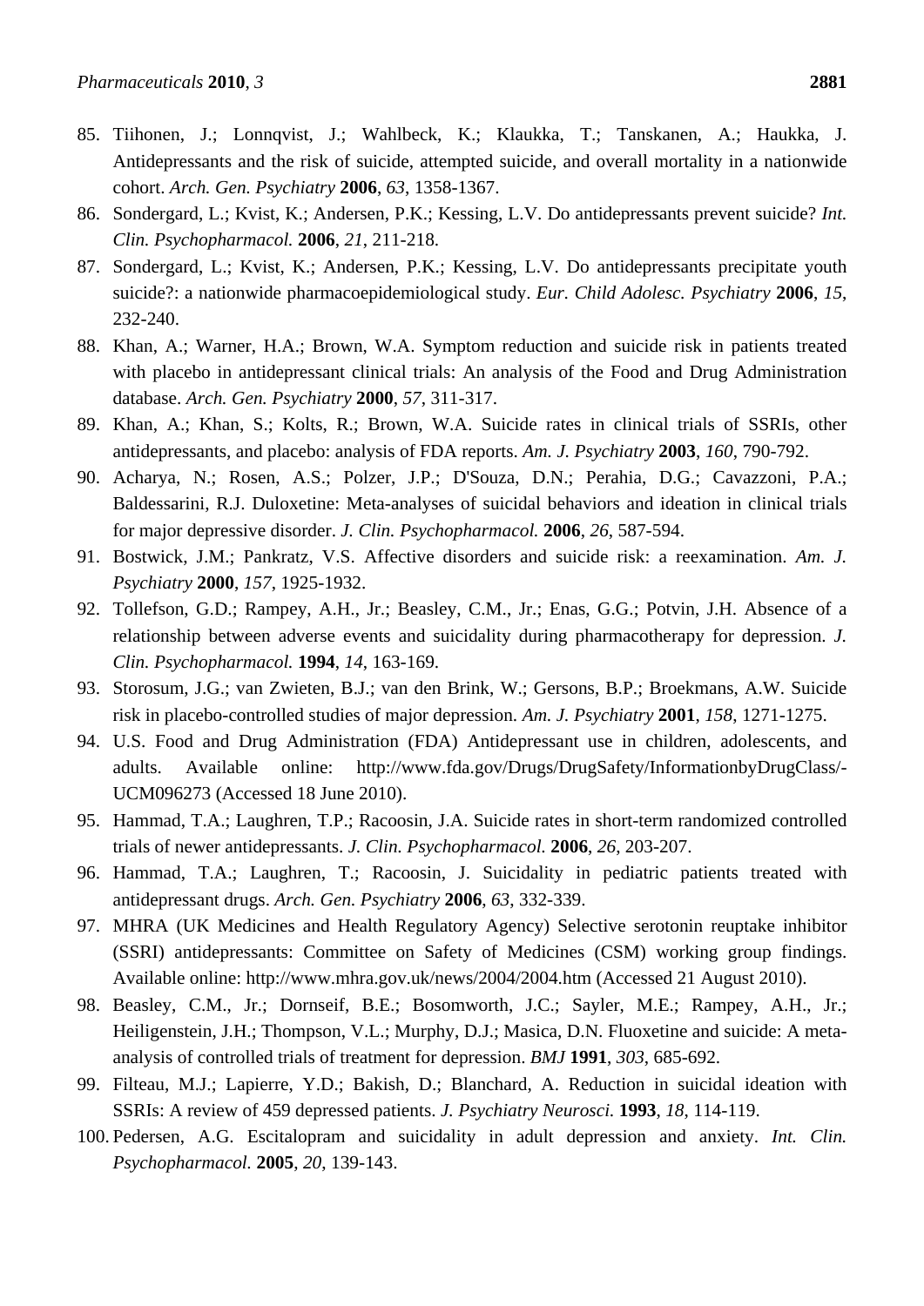85. Tiihonen, J.; Lonnqvist, J.; Wahlbeck, K.; Klaukka, T.; Tanskanen, A.; Haukka, J. Antidepressants and the risk of suicide, attempted suicide, and overall mortality in a nationwide cohort. *Arch. Gen. Psychiatry* **2006**, *63*, 1358-1367.
86. Sondergard, L.; Kvist, K.; Andersen, P.K.; Kessing, L.V. Do antidepressants prevent suicide? *Int. Clin. Psychopharmacol.* **2006**, *21*, 211-218.
87. Sondergard, L.; Kvist, K.; Andersen, P.K.; Kessing, L.V. Do antidepressants precipitate youth suicide?: a nationwide pharmacoepidemiological study. *Eur. Child Adolesc. Psychiatry* **2006**, *15*, 232-240.
88. Khan, A.; Warner, H.A.; Brown, W.A. Symptom reduction and suicide risk in patients treated with placebo in antidepressant clinical trials: An analysis of the Food and Drug Administration database. *Arch. Gen. Psychiatry* **2000**, *57*, 311-317.
89. Khan, A.; Khan, S.; Kolts, R.; Brown, W.A. Suicide rates in clinical trials of SSRIs, other antidepressants, and placebo: analysis of FDA reports. *Am. J. Psychiatry* **2003**, *160*, 790-792.
90. Acharya, N.; Rosen, A.S.; Polzer, J.P.; D'Souza, D.N.; Perahia, D.G.; Cavazzoni, P.A.; Baldessarini, R.J. Duloxetine: Meta-analyses of suicidal behaviors and ideation in clinical trials for major depressive disorder. *J. Clin. Psychopharmacol.* **2006**, *26*, 587-594.
91. Bostwick, J.M.; Pankratz, V.S. Affective disorders and suicide risk: a reexamination. *Am. J. Psychiatry* **2000**, *157*, 1925-1932.
92. Tollefson, G.D.; Rampey, A.H., Jr.; Beasley, C.M., Jr.; Enas, G.G.; Potvin, J.H. Absence of a relationship between adverse events and suicidality during pharmacotherapy for depression. *J. Clin. Psychopharmacol.* **1994**, *14*, 163-169.
93. Storosum, J.G.; van Zwieten, B.J.; van den Brink, W.; Gersons, B.P.; Broekmans, A.W. Suicide risk in placebo-controlled studies of major depression. *Am. J. Psychiatry* **2001**, *158*, 1271-1275.
94. U.S. Food and Drug Administration (FDA) Antidepressant use in children, adolescents, and adults. Available online: http://www.fda.gov/Drugs/DrugSafety/InformationbyDrugClass/-UCM096273 (Accessed 18 June 2010).
95. Hammad, T.A.; Laughren, T.P.; Racoosin, J.A. Suicide rates in short-term randomized controlled trials of newer antidepressants. *J. Clin. Psychopharmacol.* **2006**, *26*, 203-207.
96. Hammad, T.A.; Laughren, T.; Racoosin, J. Suicidality in pediatric patients treated with antidepressant drugs. *Arch. Gen. Psychiatry* **2006**, *63*, 332-339.
97. MHRA (UK Medicines and Health Regulatory Agency) Selective serotonin reuptake inhibitor (SSRI) antidepressants: Committee on Safety of Medicines (CSM) working group findings. Available online: http://www.mhra.gov.uk/news/2004/2004.htm (Accessed 21 August 2010).
98. Beasley, C.M., Jr.; Dornseif, B.E.; Bosomworth, J.C.; Sayler, M.E.; Rampey, A.H., Jr.; Heiligenstein, J.H.; Thompson, V.L.; Murphy, D.J.; Masica, D.N. Fluoxetine and suicide: A meta-analysis of controlled trials of treatment for depression. *BMJ* **1991**, *303*, 685-692.
99. Filteau, M.J.; Lapierre, Y.D.; Bakish, D.; Blanchard, A. Reduction in suicidal ideation with SSRIs: A review of 459 depressed patients. *J. Psychiatry Neurosci.* **1993**, *18*, 114-119.
100. Pedersen, A.G. Escitalopram and suicidality in adult depression and anxiety. *Int. Clin. Psychopharmacol.* **2005**, *20*, 139-143.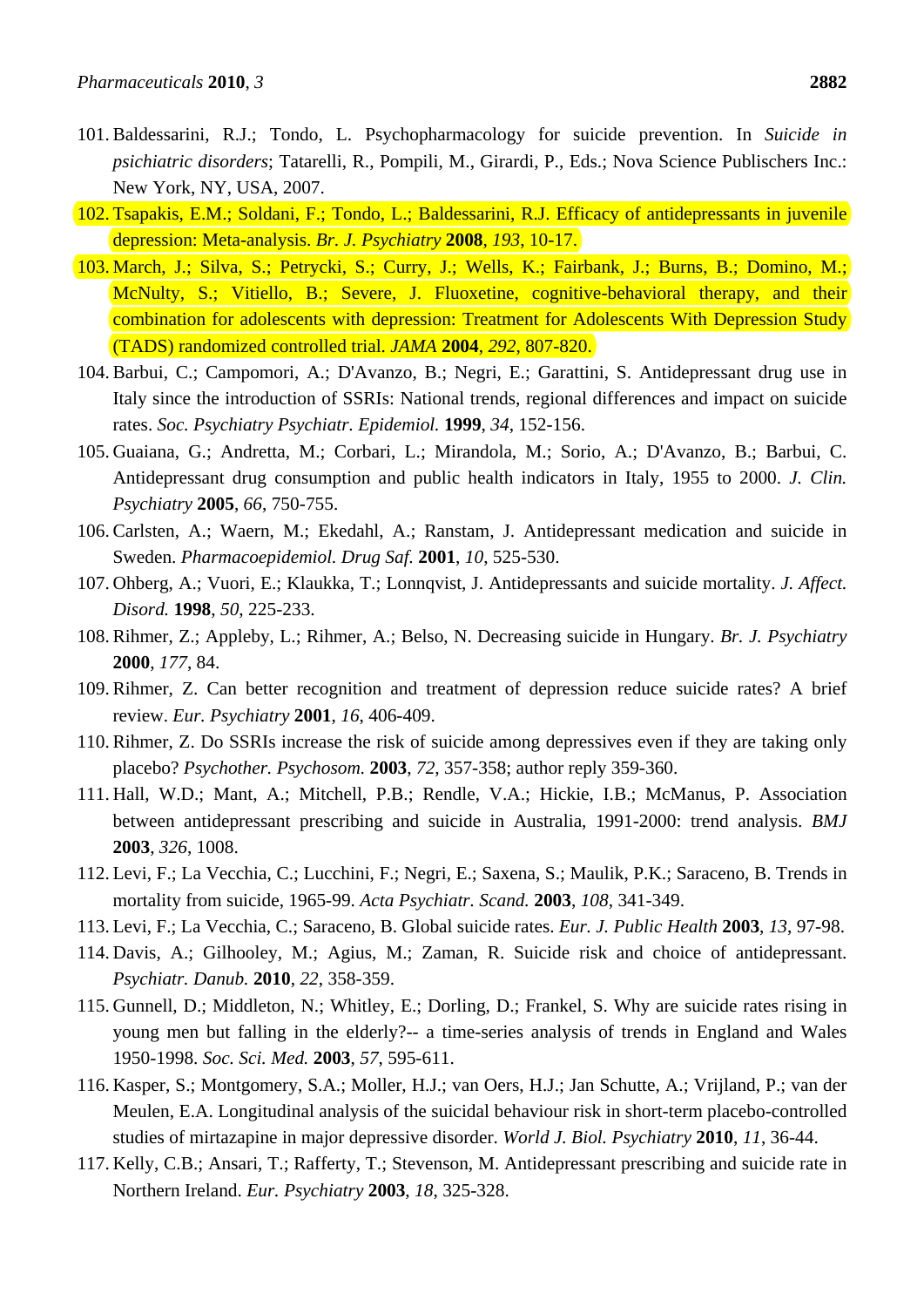101. Baldessarini, R.J.; Tondo, L. Psychopharmacology for suicide prevention. In *Suicide in psichiatric disorders*; Tatarelli, R., Pompili, M., Girardi, P., Eds.; Nova Science Publischers Inc.: New York, NY, USA, 2007.
102. Tsapakis, E.M.; Soldani, F.; Tondo, L.; Baldessarini, R.J. Efficacy of antidepressants in juvenile depression: Meta-analysis. *Br. J. Psychiatry* **2008**, *193*, 10-17.
103. March, J.; Silva, S.; Petrycki, S.; Curry, J.; Wells, K.; Fairbank, J.; Burns, B.; Domino, M.; McNulty, S.; Vitiello, B.; Severe, J. Fluoxetine, cognitive-behavioral therapy, and their combination for adolescents with depression: Treatment for Adolescents With Depression Study (TADS) randomized controlled trial. *JAMA* **2004**, *292*, 807-820.
104. Barbui, C.; Campomori, A.; D'Avanzo, B.; Negri, E.; Garattini, S. Antidepressant drug use in Italy since the introduction of SSRIs: National trends, regional differences and impact on suicide rates. *Soc. Psychiatry Psychiatr. Epidemiol.* **1999**, *34*, 152-156.
105. Guaiana, G.; Andretta, M.; Corbari, L.; Mirandola, M.; Sorio, A.; D'Avanzo, B.; Barbui, C. Antidepressant drug consumption and public health indicators in Italy, 1955 to 2000. *J. Clin. Psychiatry* **2005**, *66*, 750-755.
106. Carlsten, A.; Waern, M.; Ekedahl, A.; Ranstam, J. Antidepressant medication and suicide in Sweden. *Pharmacoepidemiol. Drug Saf.* **2001**, *10*, 525-530.
107. Ohberg, A.; Vuori, E.; Klaukka, T.; Lonnqvist, J. Antidepressants and suicide mortality. *J. Affect. Disord.* **1998**, *50*, 225-233.
108. Rihmer, Z.; Appleby, L.; Rihmer, A.; Belso, N. Decreasing suicide in Hungary. *Br. J. Psychiatry* **2000**, *177*, 84.
109. Rihmer, Z. Can better recognition and treatment of depression reduce suicide rates? A brief review. *Eur. Psychiatry* **2001**, *16*, 406-409.
110. Rihmer, Z. Do SSRIs increase the risk of suicide among depressives even if they are taking only placebo? *Psychother. Psychosom.* **2003**, *72*, 357-358; author reply 359-360.
111. Hall, W.D.; Mant, A.; Mitchell, P.B.; Rendle, V.A.; Hickie, I.B.; McManus, P. Association between antidepressant prescribing and suicide in Australia, 1991-2000: trend analysis. *BMJ* **2003**, *326*, 1008.
112. Levi, F.; La Vecchia, C.; Lucchini, F.; Negri, E.; Saxena, S.; Maulik, P.K.; Saraceno, B. Trends in mortality from suicide, 1965-99. *Acta Psychiatr. Scand.* **2003**, *108*, 341-349.
113. Levi, F.; La Vecchia, C.; Saraceno, B. Global suicide rates. *Eur. J. Public Health* **2003**, *13*, 97-98.
114. Davis, A.; Gilhooley, M.; Agius, M.; Zaman, R. Suicide risk and choice of antidepressant. *Psychiatr. Danub.* **2010**, *22*, 358-359.
115. Gunnell, D.; Middleton, N.; Whitley, E.; Dorling, D.; Frankel, S. Why are suicide rates rising in young men but falling in the elderly?-- a time-series analysis of trends in England and Wales 1950-1998. *Soc. Sci. Med.* **2003**, *57*, 595-611.
116. Kasper, S.; Montgomery, S.A.; Moller, H.J.; van Oers, H.J.; Jan Schutte, A.; Vrijland, P.; van der Meulen, E.A. Longitudinal analysis of the suicidal behaviour risk in short-term placebo-controlled studies of mirtazapine in major depressive disorder. *World J. Biol. Psychiatry* **2010**, *11*, 36-44.
117. Kelly, C.B.; Ansari, T.; Rafferty, T.; Stevenson, M. Antidepressant prescribing and suicide rate in Northern Ireland. *Eur. Psychiatry* **2003**, *18*, 325-328.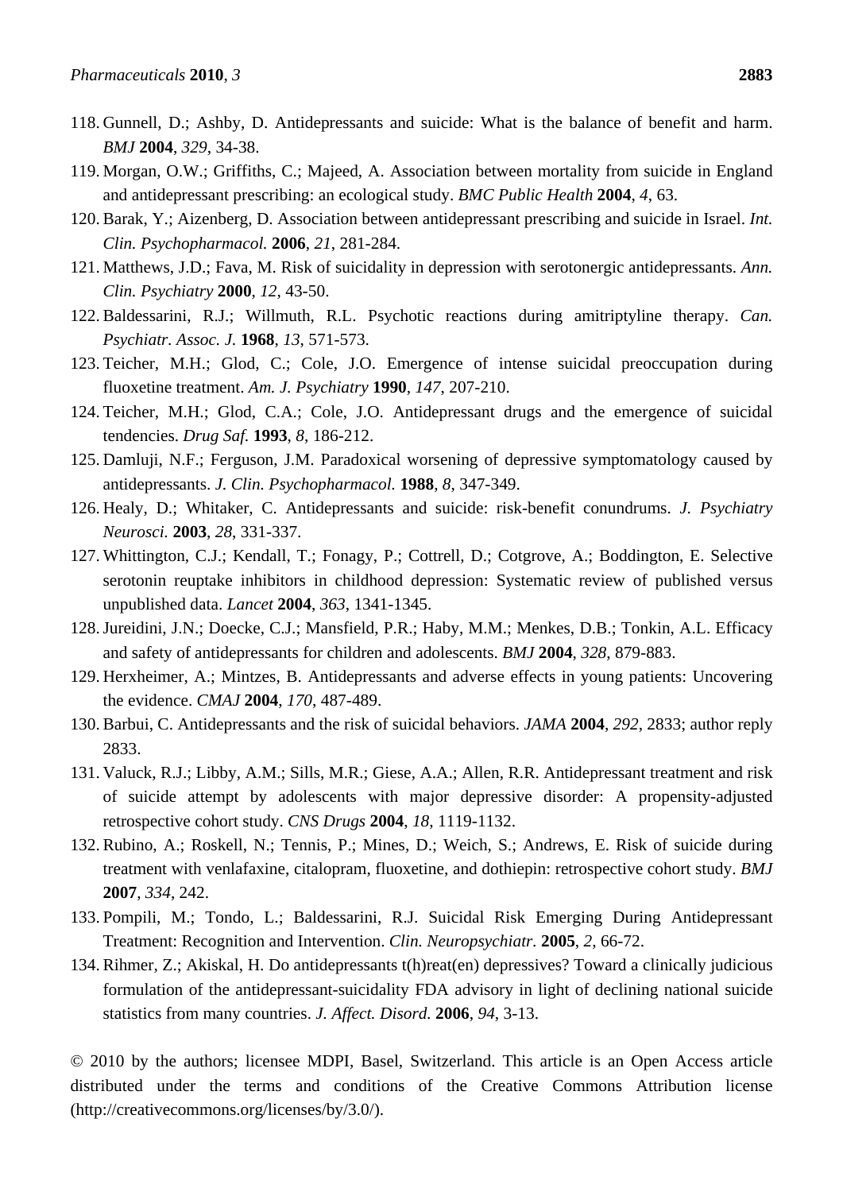118. Gunnell, D.; Ashby, D. Antidepressants and suicide: What is the balance of benefit and harm. *BMJ* **2004**, *329*, 34-38.
119. Morgan, O.W.; Griffiths, C.; Majeed, A. Association between mortality from suicide in England and antidepressant prescribing: an ecological study. *BMC Public Health* **2004**, *4*, 63.
120. Barak, Y.; Aizenberg, D. Association between antidepressant prescribing and suicide in Israel. *Int. Clin. Psychopharmacol.* **2006**, *21*, 281-284.
121. Matthews, J.D.; Fava, M. Risk of suicidality in depression with serotonergic antidepressants. *Ann. Clin. Psychiatry* **2000**, *12*, 43-50.
122. Baldessarini, R.J.; Willmuth, R.L. Psychotic reactions during amitriptyline therapy. *Can. Psychiatr. Assoc. J.* **1968**, *13*, 571-573.
123. Teicher, M.H.; Glod, C.; Cole, J.O. Emergence of intense suicidal preoccupation during fluoxetine treatment. *Am. J. Psychiatry* **1990**, *147*, 207-210.
124. Teicher, M.H.; Glod, C.A.; Cole, J.O. Antidepressant drugs and the emergence of suicidal tendencies. *Drug Saf.* **1993**, *8*, 186-212.
125. Damluji, N.F.; Ferguson, J.M. Paradoxical worsening of depressive symptomatology caused by antidepressants. *J. Clin. Psychopharmacol.* **1988**, *8*, 347-349.
126. Healy, D.; Whitaker, C. Antidepressants and suicide: risk-benefit conundrums. *J. Psychiatry Neurosci.* **2003**, *28*, 331-337.
127. Whittington, C.J.; Kendall, T.; Fonagy, P.; Cottrell, D.; Cotgrove, A.; Boddington, E. Selective serotonin reuptake inhibitors in childhood depression: Systematic review of published versus unpublished data. *Lancet* **2004**, *363*, 1341-1345.
128. Jureidini, J.N.; Doecke, C.J.; Mansfield, P.R.; Haby, M.M.; Menkes, D.B.; Tonkin, A.L. Efficacy and safety of antidepressants for children and adolescents. *BMJ* **2004**, *328*, 879-883.
129. Herxheimer, A.; Mintzes, B. Antidepressants and adverse effects in young patients: Uncovering the evidence. *CMAJ* **2004**, *170*, 487-489.
130. Barbui, C. Antidepressants and the risk of suicidal behaviors. *JAMA* **2004**, *292*, 2833; author reply 2833.
131. Valuck, R.J.; Libby, A.M.; Sills, M.R.; Giese, A.A.; Allen, R.R. Antidepressant treatment and risk of suicide attempt by adolescents with major depressive disorder: A propensity-adjusted retrospective cohort study. *CNS Drugs* **2004**, *18*, 1119-1132.
132. Rubino, A.; Roskell, N.; Tennis, P.; Mines, D.; Weich, S.; Andrews, E. Risk of suicide during treatment with venlafaxine, citalopram, fluoxetine, and dothiepin: retrospective cohort study. *BMJ* **2007**, *334*, 242.
133. Pompili, M.; Tondo, L.; Baldessarini, R.J. Suicidal Risk Emerging During Antidepressant Treatment: Recognition and Intervention. *Clin. Neuropsychiatr.* **2005**, *2*, 66-72.
134. Rihmer, Z.; Akiskal, H. Do antidepressants t(h)reat(en) depressives? Toward a clinically judicious formulation of the antidepressant-suicidality FDA advisory in light of declining national suicide statistics from many countries. *J. Affect. Disord.* **2006**, *94*, 3-13.

© 2010 by the authors; licensee MDPI, Basel, Switzerland. This article is an Open Access article distributed under the terms and conditions of the Creative Commons Attribution license (http://creativecommons.org/licenses/by/3.0/).